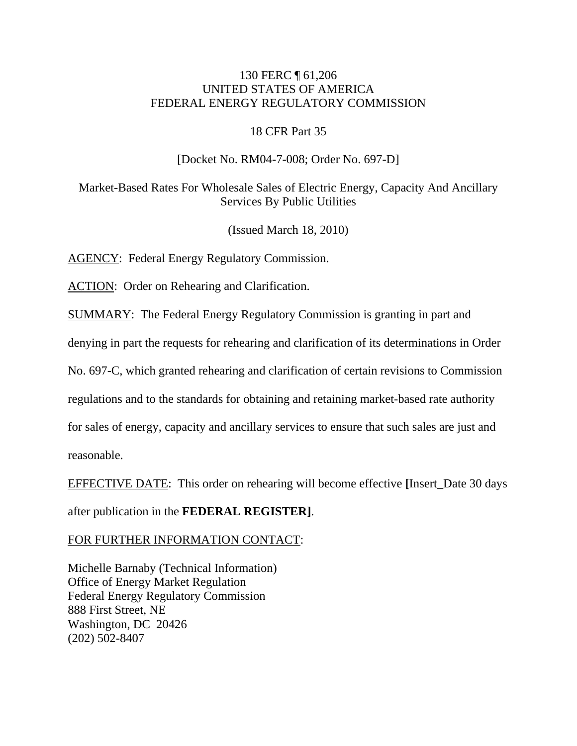130 FERC ¶ 61,206
UNITED STATES OF AMERICA
FEDERAL ENERGY REGULATORY COMMISSION

18 CFR Part 35

[Docket No. RM04-7-008; Order No. 697-D]

Market-Based Rates For Wholesale Sales of Electric Energy, Capacity And Ancillary Services By Public Utilities

(Issued March 18, 2010)

AGENCY: Federal Energy Regulatory Commission.

ACTION: Order on Rehearing and Clarification.

SUMMARY: The Federal Energy Regulatory Commission is granting in part and denying in part the requests for rehearing and clarification of its determinations in Order No. 697-C, which granted rehearing and clarification of certain revisions to Commission regulations and to the standards for obtaining and retaining market-based rate authority for sales of energy, capacity and ancillary services to ensure that such sales are just and reasonable.

EFFECTIVE DATE: This order on rehearing will become effective **[**Insert_Date 30 days after publication in the **FEDERAL REGISTER]**.

FOR FURTHER INFORMATION CONTACT:

Michelle Barnaby (Technical Information)
Office of Energy Market Regulation
Federal Energy Regulatory Commission
888 First Street, NE
Washington, DC 20426
(202) 502-8407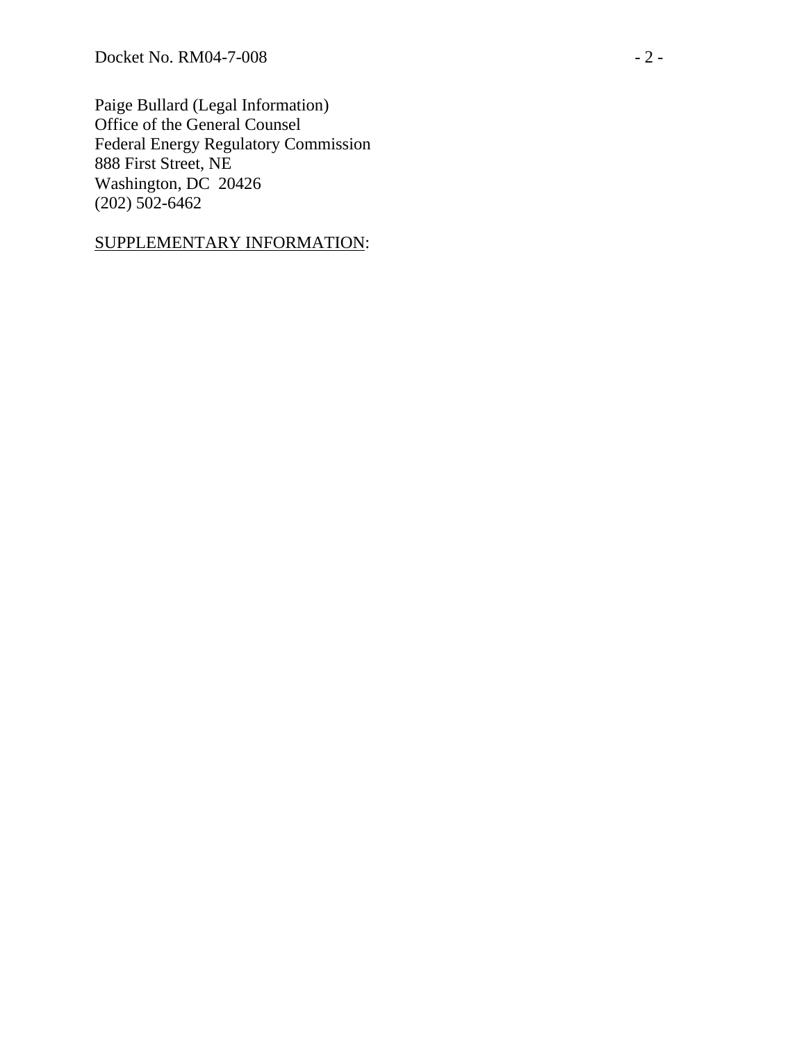Paige Bullard (Legal Information)
Office of the General Counsel
Federal Energy Regulatory Commission
888 First Street, NE
Washington, DC 20426
(202) 502-6462

SUPPLEMENTARY INFORMATION: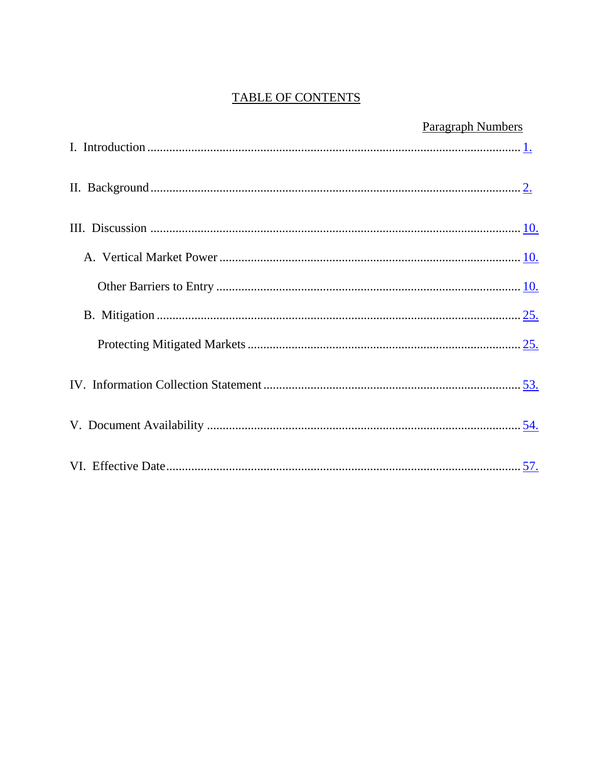# TABLE OF CONTENTS

| | Paragraph Numbers |
|---|---|
| I. Introduction | 1. |
| II. Background | 2. |
| III. Discussion | 10. |
| A. Vertical Market Power | 10. |
| Other Barriers to Entry | 10. |
| B. Mitigation | 25. |
| Protecting Mitigated Markets | 25. |
| IV. Information Collection Statement | 53. |
| V. Document Availability | 54. |
| VI. Effective Date | 57. |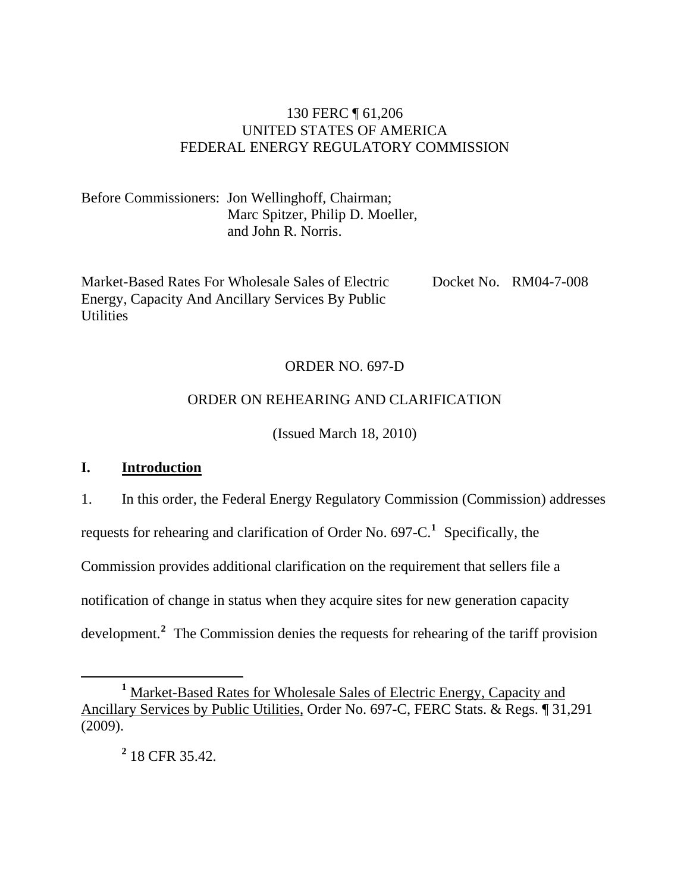130 FERC ¶ 61,206
UNITED STATES OF AMERICA
FEDERAL ENERGY REGULATORY COMMISSION

Before Commissioners: Jon Wellinghoff, Chairman;
Marc Spitzer, Philip D. Moeller,
and John R. Norris.

Market-Based Rates For Wholesale Sales of Electric Energy, Capacity And Ancillary Services By Public Utilities — Docket No. RM04-7-008

ORDER NO. 697-D

ORDER ON REHEARING AND CLARIFICATION

(Issued March 18, 2010)

## I. Introduction

1. In this order, the Federal Energy Regulatory Commission (Commission) addresses requests for rehearing and clarification of Order No. 697-C.[1] Specifically, the Commission provides additional clarification on the requirement that sellers file a notification of change in status when they acquire sites for new generation capacity development.[2] The Commission denies the requests for rehearing of the tariff provision

---

[1] Market-Based Rates for Wholesale Sales of Electric Energy, Capacity and Ancillary Services by Public Utilities, Order No. 697-C, FERC Stats. & Regs. ¶ 31,291 (2009).

[2] 18 CFR 35.42.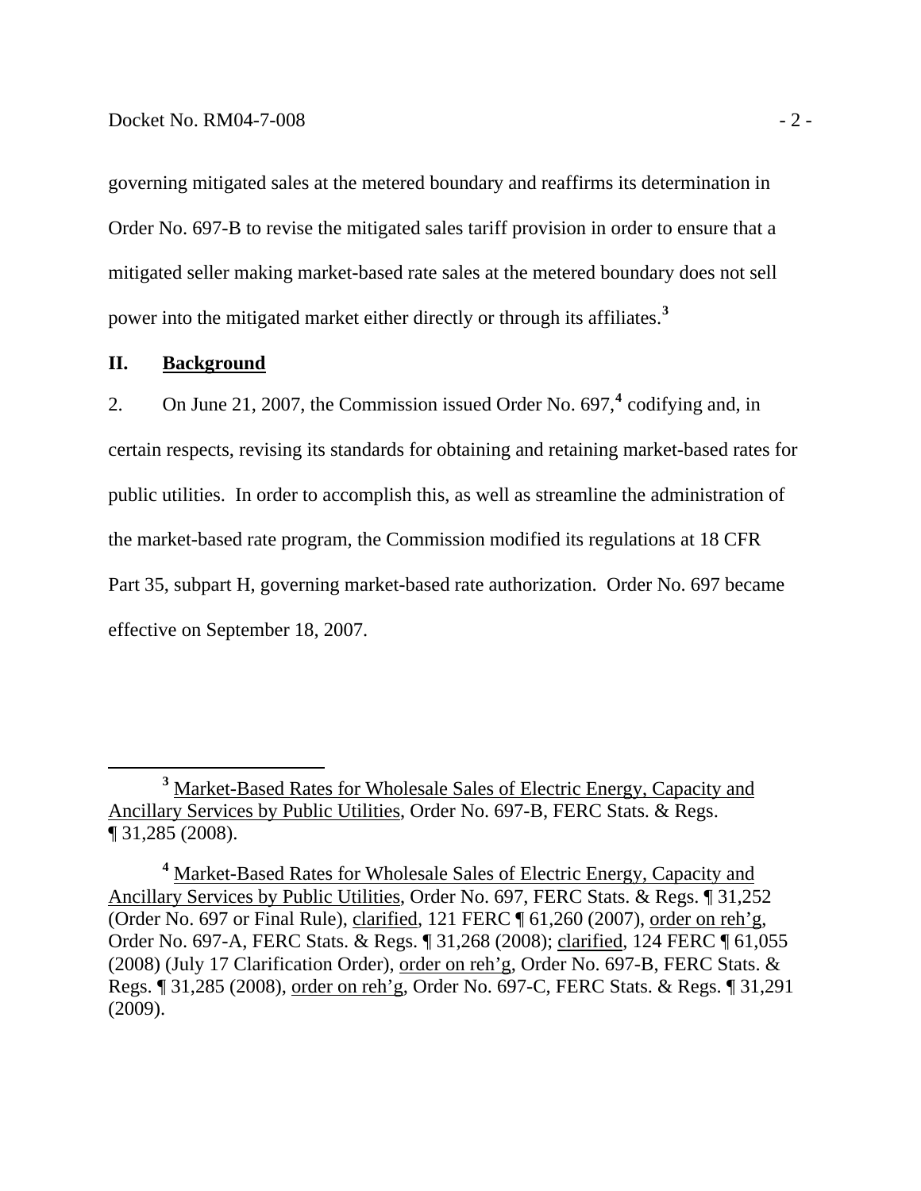governing mitigated sales at the metered boundary and reaffirms its determination in Order No. 697-B to revise the mitigated sales tariff provision in order to ensure that a mitigated seller making market-based rate sales at the metered boundary does not sell power into the mitigated market either directly or through its affiliates.[3]

## II. Background

2. On June 21, 2007, the Commission issued Order No. 697,[4] codifying and, in certain respects, revising its standards for obtaining and retaining market-based rates for public utilities. In order to accomplish this, as well as streamline the administration of the market-based rate program, the Commission modified its regulations at 18 CFR Part 35, subpart H, governing market-based rate authorization. Order No. 697 became effective on September 18, 2007.

---

[3] Market-Based Rates for Wholesale Sales of Electric Energy, Capacity and Ancillary Services by Public Utilities, Order No. 697-B, FERC Stats. & Regs. ¶ 31,285 (2008).

[4] Market-Based Rates for Wholesale Sales of Electric Energy, Capacity and Ancillary Services by Public Utilities, Order No. 697, FERC Stats. & Regs. ¶ 31,252 (Order No. 697 or Final Rule), clarified, 121 FERC ¶ 61,260 (2007), order on reh'g, Order No. 697-A, FERC Stats. & Regs. ¶ 31,268 (2008); clarified, 124 FERC ¶ 61,055 (2008) (July 17 Clarification Order), order on reh'g, Order No. 697-B, FERC Stats. & Regs. ¶ 31,285 (2008), order on reh'g, Order No. 697-C, FERC Stats. & Regs. ¶ 31,291 (2009).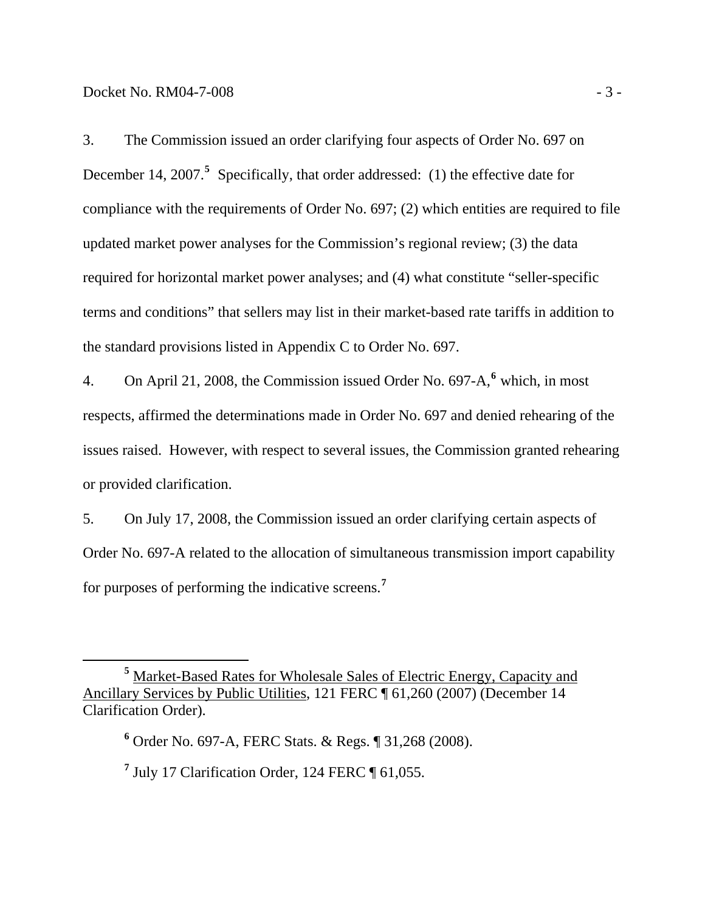3. The Commission issued an order clarifying four aspects of Order No. 697 on December 14, 2007.[5] Specifically, that order addressed: (1) the effective date for compliance with the requirements of Order No. 697; (2) which entities are required to file updated market power analyses for the Commission's regional review; (3) the data required for horizontal market power analyses; and (4) what constitute "seller-specific terms and conditions" that sellers may list in their market-based rate tariffs in addition to the standard provisions listed in Appendix C to Order No. 697.

4. On April 21, 2008, the Commission issued Order No. 697-A,[6] which, in most respects, affirmed the determinations made in Order No. 697 and denied rehearing of the issues raised. However, with respect to several issues, the Commission granted rehearing or provided clarification.

5. On July 17, 2008, the Commission issued an order clarifying certain aspects of Order No. 697-A related to the allocation of simultaneous transmission import capability for purposes of performing the indicative screens.[7]

---

[5] Market-Based Rates for Wholesale Sales of Electric Energy, Capacity and Ancillary Services by Public Utilities, 121 FERC ¶ 61,260 (2007) (December 14 Clarification Order).

[6] Order No. 697-A, FERC Stats. & Regs. ¶ 31,268 (2008).

[7] July 17 Clarification Order, 124 FERC ¶ 61,055.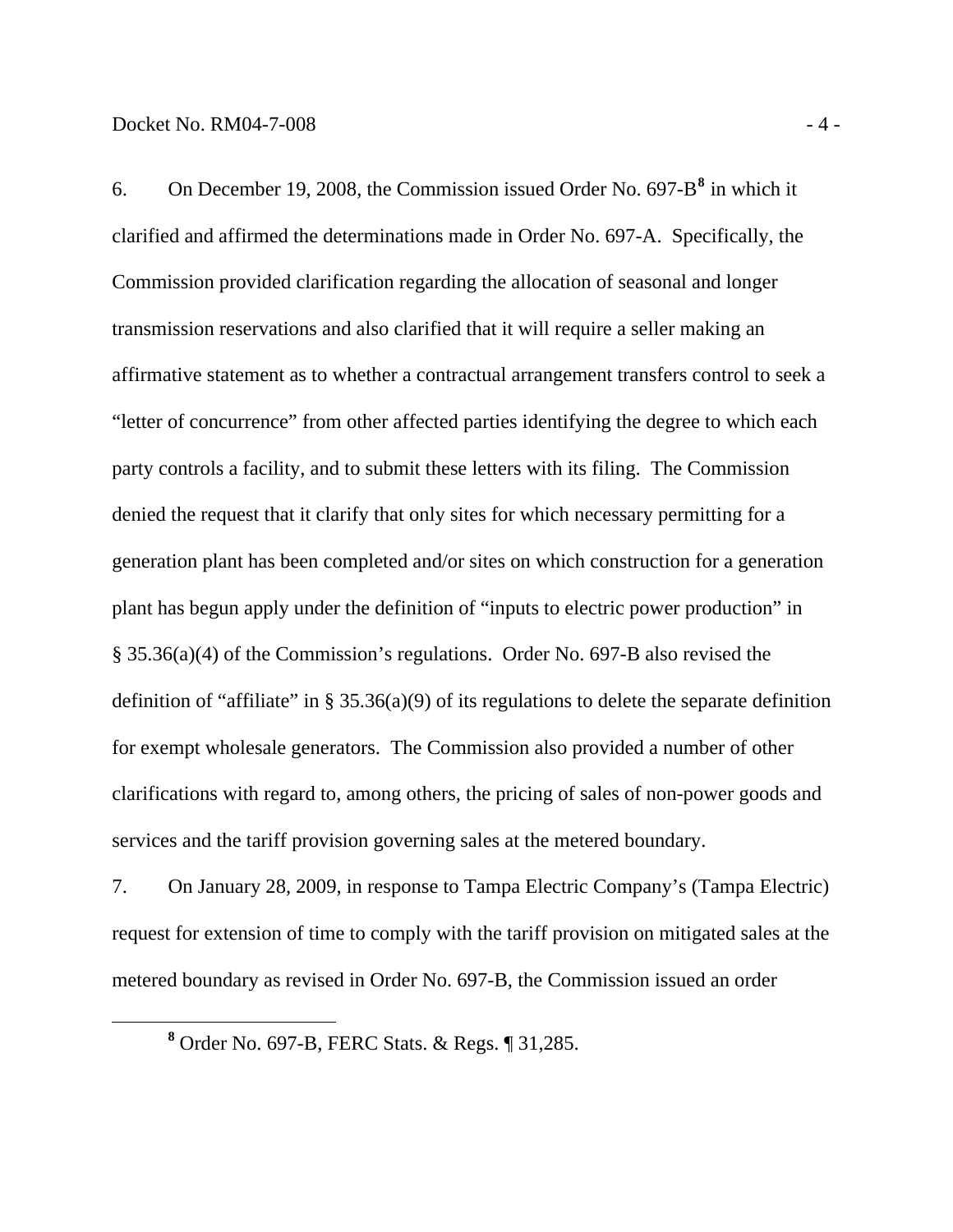6. On December 19, 2008, the Commission issued Order No. 697-B[8] in which it clarified and affirmed the determinations made in Order No. 697-A. Specifically, the Commission provided clarification regarding the allocation of seasonal and longer transmission reservations and also clarified that it will require a seller making an affirmative statement as to whether a contractual arrangement transfers control to seek a "letter of concurrence" from other affected parties identifying the degree to which each party controls a facility, and to submit these letters with its filing. The Commission denied the request that it clarify that only sites for which necessary permitting for a generation plant has been completed and/or sites on which construction for a generation plant has begun apply under the definition of "inputs to electric power production" in § 35.36(a)(4) of the Commission's regulations. Order No. 697-B also revised the definition of "affiliate" in § 35.36(a)(9) of its regulations to delete the separate definition for exempt wholesale generators. The Commission also provided a number of other clarifications with regard to, among others, the pricing of sales of non-power goods and services and the tariff provision governing sales at the metered boundary.

7. On January 28, 2009, in response to Tampa Electric Company's (Tampa Electric) request for extension of time to comply with the tariff provision on mitigated sales at the metered boundary as revised in Order No. 697-B, the Commission issued an order

---

[8] Order No. 697-B, FERC Stats. & Regs. ¶ 31,285.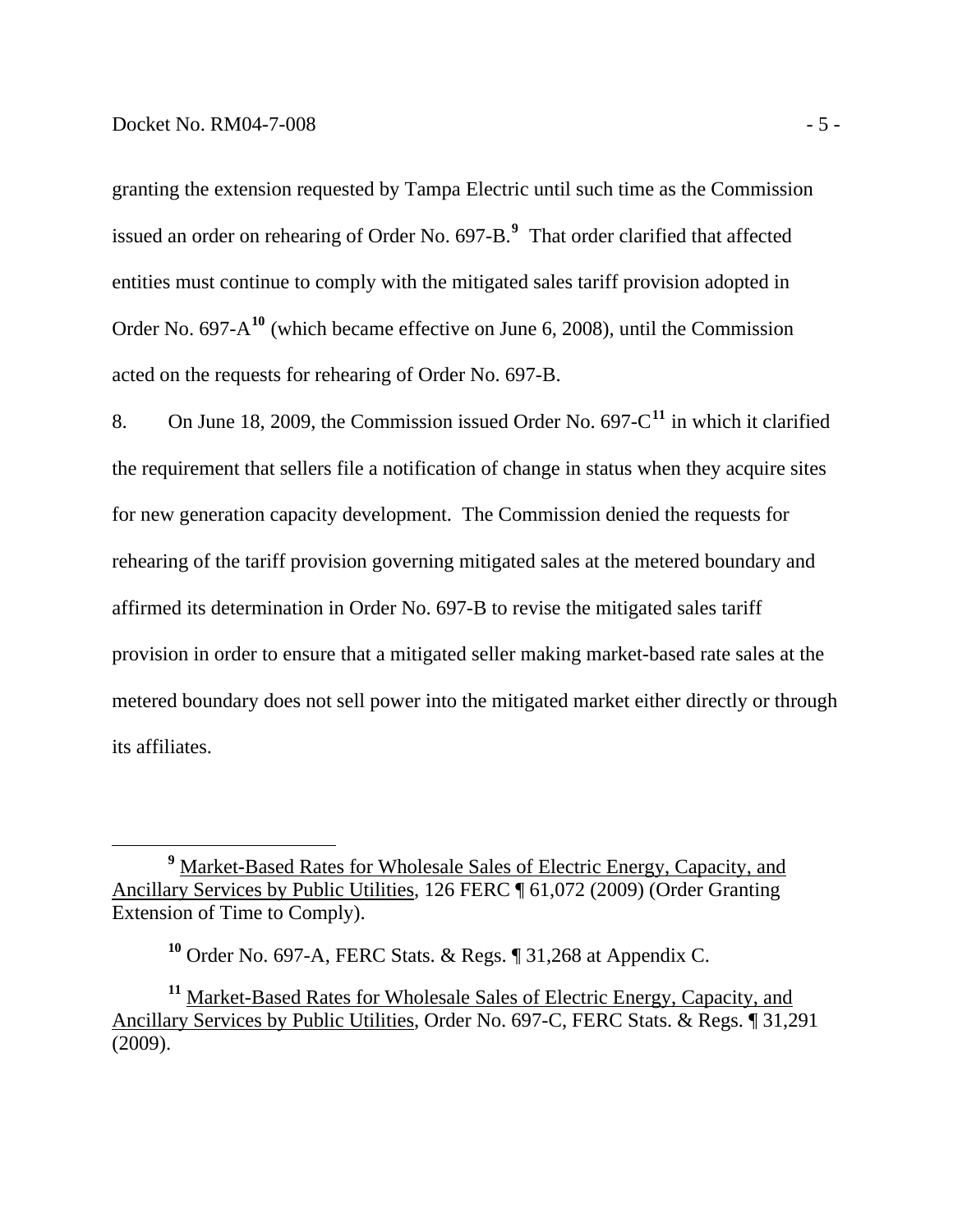granting the extension requested by Tampa Electric until such time as the Commission issued an order on rehearing of Order No. 697-B.[9] That order clarified that affected entities must continue to comply with the mitigated sales tariff provision adopted in Order No. 697-A[10] (which became effective on June 6, 2008), until the Commission acted on the requests for rehearing of Order No. 697-B.

8. On June 18, 2009, the Commission issued Order No. 697-C[11] in which it clarified the requirement that sellers file a notification of change in status when they acquire sites for new generation capacity development. The Commission denied the requests for rehearing of the tariff provision governing mitigated sales at the metered boundary and affirmed its determination in Order No. 697-B to revise the mitigated sales tariff provision in order to ensure that a mitigated seller making market-based rate sales at the metered boundary does not sell power into the mitigated market either directly or through its affiliates.

---

[9] Market-Based Rates for Wholesale Sales of Electric Energy, Capacity, and Ancillary Services by Public Utilities, 126 FERC ¶ 61,072 (2009) (Order Granting Extension of Time to Comply).

[10] Order No. 697-A, FERC Stats. & Regs. ¶ 31,268 at Appendix C.

[11] Market-Based Rates for Wholesale Sales of Electric Energy, Capacity, and Ancillary Services by Public Utilities, Order No. 697-C, FERC Stats. & Regs. ¶ 31,291 (2009).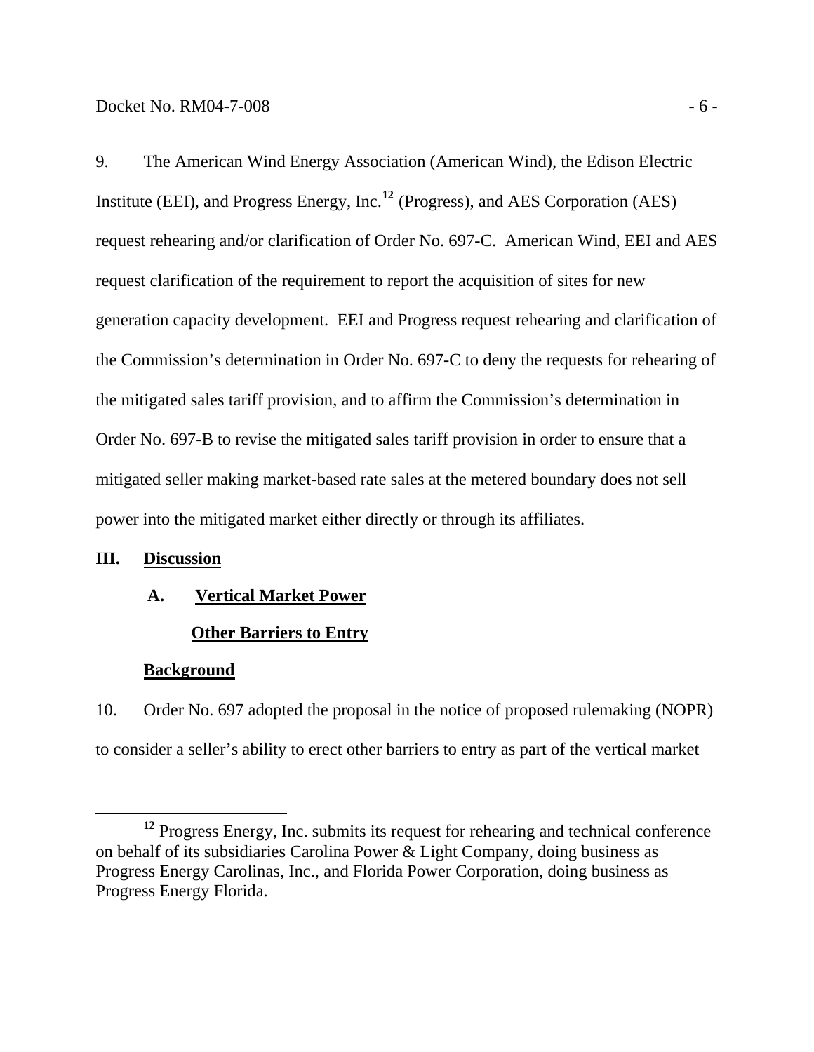9. The American Wind Energy Association (American Wind), the Edison Electric Institute (EEI), and Progress Energy, Inc.[12] (Progress), and AES Corporation (AES) request rehearing and/or clarification of Order No. 697-C. American Wind, EEI and AES request clarification of the requirement to report the acquisition of sites for new generation capacity development. EEI and Progress request rehearing and clarification of the Commission's determination in Order No. 697-C to deny the requests for rehearing of the mitigated sales tariff provision, and to affirm the Commission's determination in Order No. 697-B to revise the mitigated sales tariff provision in order to ensure that a mitigated seller making market-based rate sales at the metered boundary does not sell power into the mitigated market either directly or through its affiliates.

## III. Discussion

### A. Vertical Market Power

#### Other Barriers to Entry

##### Background

10. Order No. 697 adopted the proposal in the notice of proposed rulemaking (NOPR) to consider a seller's ability to erect other barriers to entry as part of the vertical market

[12] Progress Energy, Inc. submits its request for rehearing and technical conference on behalf of its subsidiaries Carolina Power & Light Company, doing business as Progress Energy Carolinas, Inc., and Florida Power Corporation, doing business as Progress Energy Florida.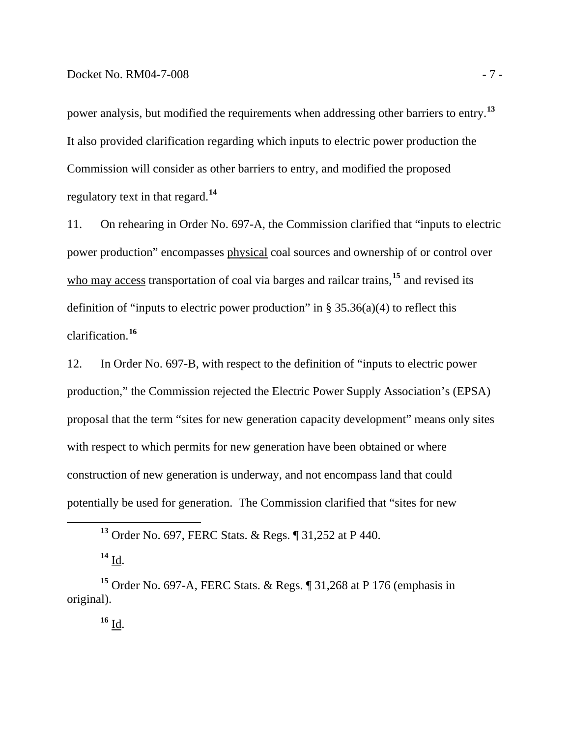power analysis, but modified the requirements when addressing other barriers to entry.[13] It also provided clarification regarding which inputs to electric power production the Commission will consider as other barriers to entry, and modified the proposed regulatory text in that regard.[14]

11. On rehearing in Order No. 697-A, the Commission clarified that "inputs to electric power production" encompasses physical coal sources and ownership of or control over who may access transportation of coal via barges and railcar trains,[15] and revised its definition of "inputs to electric power production" in § 35.36(a)(4) to reflect this clarification.[16]

12. In Order No. 697-B, with respect to the definition of "inputs to electric power production," the Commission rejected the Electric Power Supply Association's (EPSA) proposal that the term "sites for new generation capacity development" means only sites with respect to which permits for new generation have been obtained or where construction of new generation is underway, and not encompass land that could potentially be used for generation. The Commission clarified that "sites for new

---

[13] Order No. 697, FERC Stats. & Regs. ¶ 31,252 at P 440.

[14] Id.

[15] Order No. 697-A, FERC Stats. & Regs. ¶ 31,268 at P 176 (emphasis in original).

[16] Id.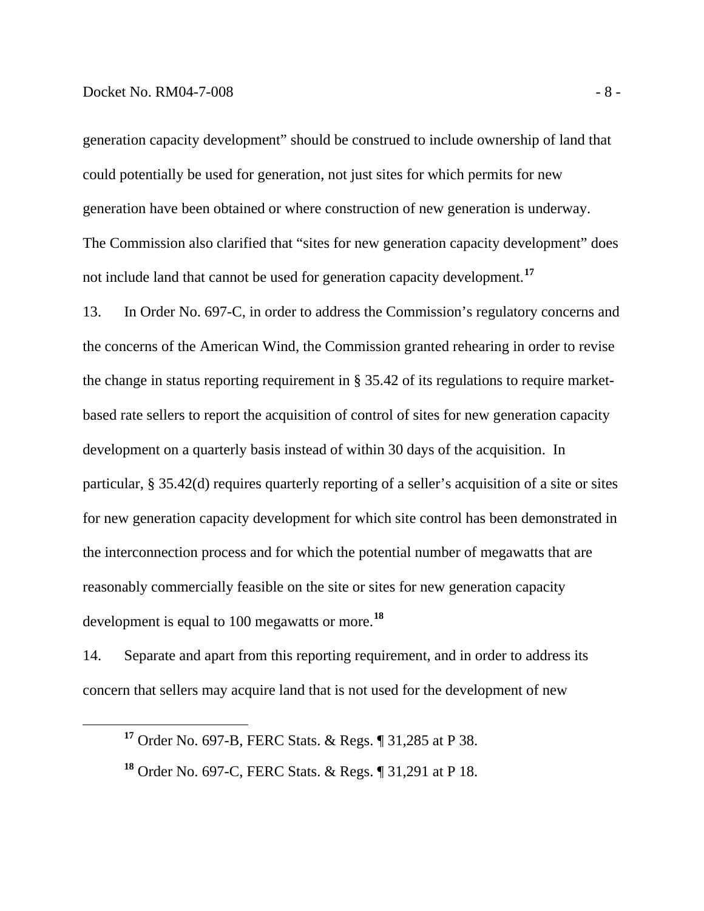generation capacity development" should be construed to include ownership of land that could potentially be used for generation, not just sites for which permits for new generation have been obtained or where construction of new generation is underway. The Commission also clarified that "sites for new generation capacity development" does not include land that cannot be used for generation capacity development.[17]

13. In Order No. 697-C, in order to address the Commission's regulatory concerns and the concerns of the American Wind, the Commission granted rehearing in order to revise the change in status reporting requirement in § 35.42 of its regulations to require market-based rate sellers to report the acquisition of control of sites for new generation capacity development on a quarterly basis instead of within 30 days of the acquisition. In particular, § 35.42(d) requires quarterly reporting of a seller's acquisition of a site or sites for new generation capacity development for which site control has been demonstrated in the interconnection process and for which the potential number of megawatts that are reasonably commercially feasible on the site or sites for new generation capacity development is equal to 100 megawatts or more.[18]

14. Separate and apart from this reporting requirement, and in order to address its concern that sellers may acquire land that is not used for the development of new

[17] Order No. 697-B, FERC Stats. & Regs. ¶ 31,285 at P 38.

[18] Order No. 697-C, FERC Stats. & Regs. ¶ 31,291 at P 18.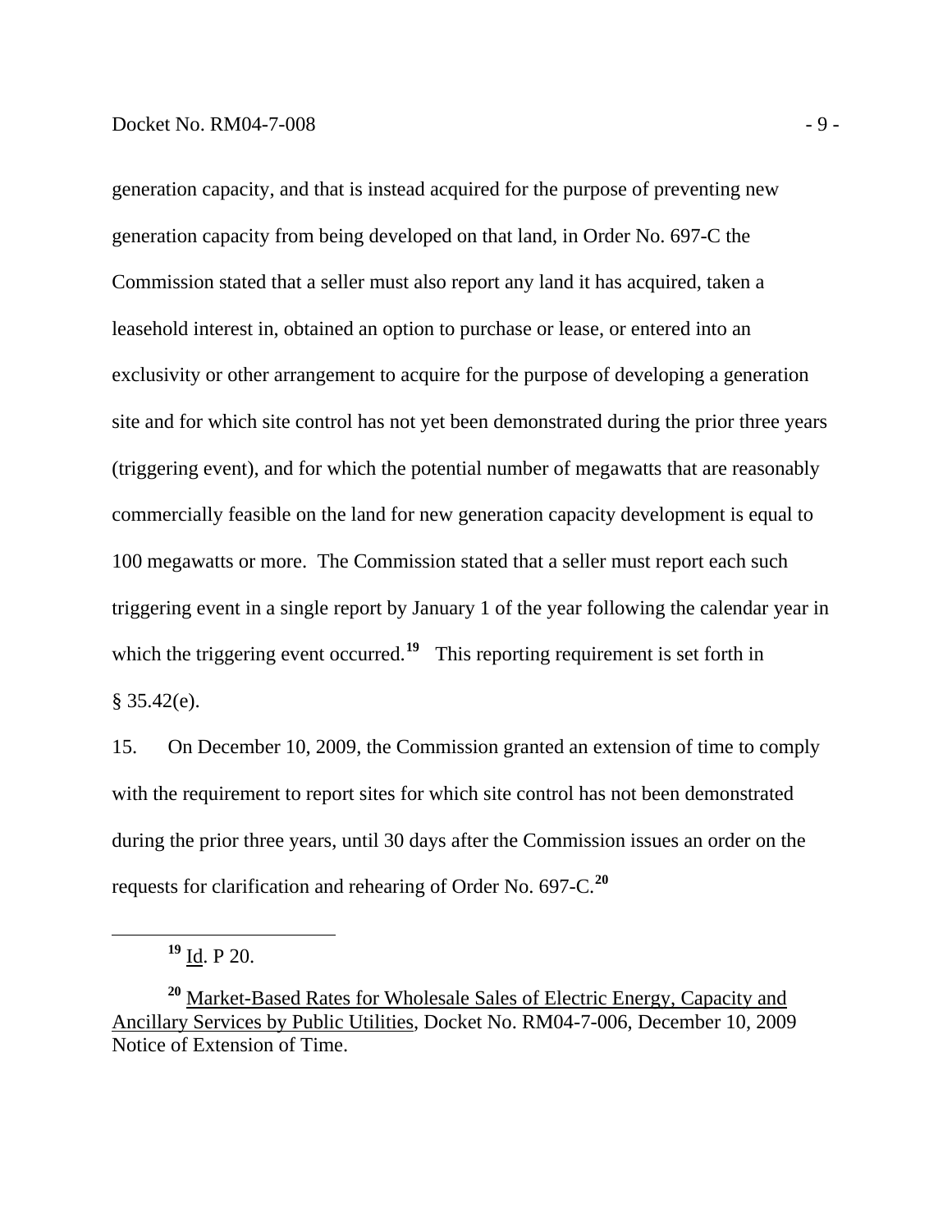generation capacity, and that is instead acquired for the purpose of preventing new generation capacity from being developed on that land, in Order No. 697-C the Commission stated that a seller must also report any land it has acquired, taken a leasehold interest in, obtained an option to purchase or lease, or entered into an exclusivity or other arrangement to acquire for the purpose of developing a generation site and for which site control has not yet been demonstrated during the prior three years (triggering event), and for which the potential number of megawatts that are reasonably commercially feasible on the land for new generation capacity development is equal to 100 megawatts or more. The Commission stated that a seller must report each such triggering event in a single report by January 1 of the year following the calendar year in which the triggering event occurred.[19] This reporting requirement is set forth in § 35.42(e).

15. On December 10, 2009, the Commission granted an extension of time to comply with the requirement to report sites for which site control has not been demonstrated during the prior three years, until 30 days after the Commission issues an order on the requests for clarification and rehearing of Order No. 697-C.[20]

---

[19] Id. P 20.

[20] Market-Based Rates for Wholesale Sales of Electric Energy, Capacity and Ancillary Services by Public Utilities, Docket No. RM04-7-006, December 10, 2009 Notice of Extension of Time.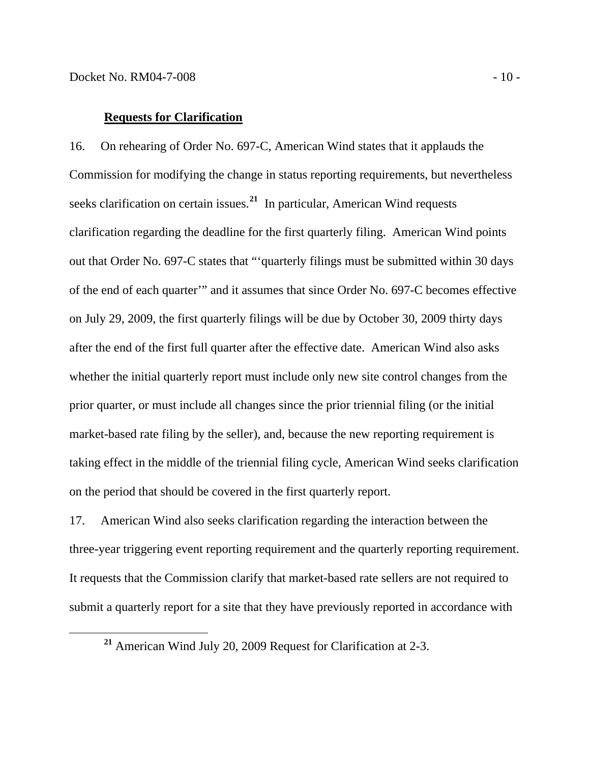**Requests for Clarification**

16. On rehearing of Order No. 697-C, American Wind states that it applauds the Commission for modifying the change in status reporting requirements, but nevertheless seeks clarification on certain issues.[21] In particular, American Wind requests clarification regarding the deadline for the first quarterly filing. American Wind points out that Order No. 697-C states that "'quarterly filings must be submitted within 30 days of the end of each quarter'" and it assumes that since Order No. 697-C becomes effective on July 29, 2009, the first quarterly filings will be due by October 30, 2009 thirty days after the end of the first full quarter after the effective date. American Wind also asks whether the initial quarterly report must include only new site control changes from the prior quarter, or must include all changes since the prior triennial filing (or the initial market-based rate filing by the seller), and, because the new reporting requirement is taking effect in the middle of the triennial filing cycle, American Wind seeks clarification on the period that should be covered in the first quarterly report.

17. American Wind also seeks clarification regarding the interaction between the three-year triggering event reporting requirement and the quarterly reporting requirement. It requests that the Commission clarify that market-based rate sellers are not required to submit a quarterly report for a site that they have previously reported in accordance with

[21] American Wind July 20, 2009 Request for Clarification at 2-3.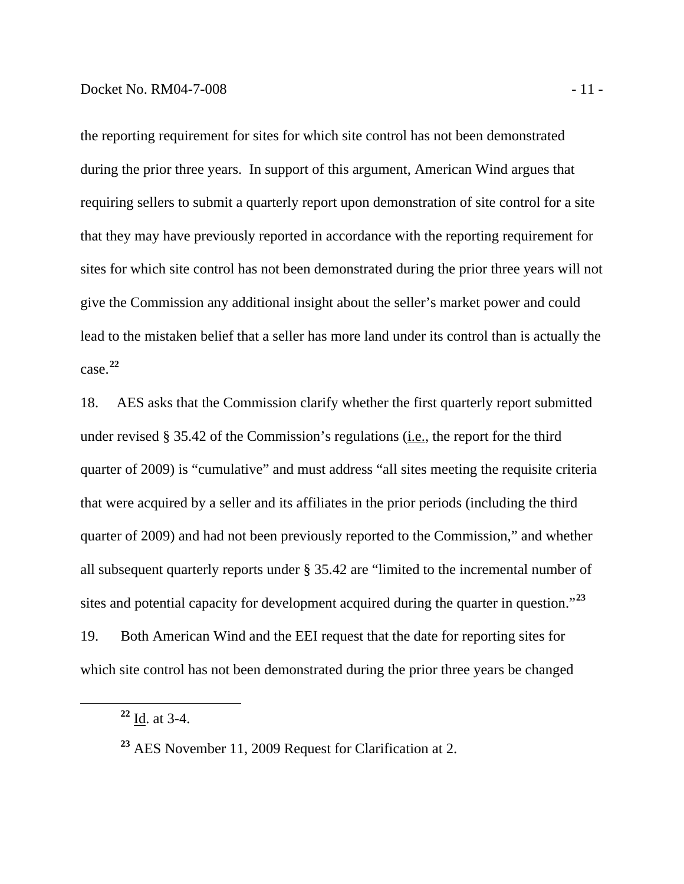the reporting requirement for sites for which site control has not been demonstrated during the prior three years. In support of this argument, American Wind argues that requiring sellers to submit a quarterly report upon demonstration of site control for a site that they may have previously reported in accordance with the reporting requirement for sites for which site control has not been demonstrated during the prior three years will not give the Commission any additional insight about the seller's market power and could lead to the mistaken belief that a seller has more land under its control than is actually the case.[22]

18. AES asks that the Commission clarify whether the first quarterly report submitted under revised § 35.42 of the Commission's regulations (i.e., the report for the third quarter of 2009) is "cumulative" and must address "all sites meeting the requisite criteria that were acquired by a seller and its affiliates in the prior periods (including the third quarter of 2009) and had not been previously reported to the Commission," and whether all subsequent quarterly reports under § 35.42 are "limited to the incremental number of sites and potential capacity for development acquired during the quarter in question."[23]

19. Both American Wind and the EEI request that the date for reporting sites for which site control has not been demonstrated during the prior three years be changed

[22] Id. at 3-4.

[23] AES November 11, 2009 Request for Clarification at 2.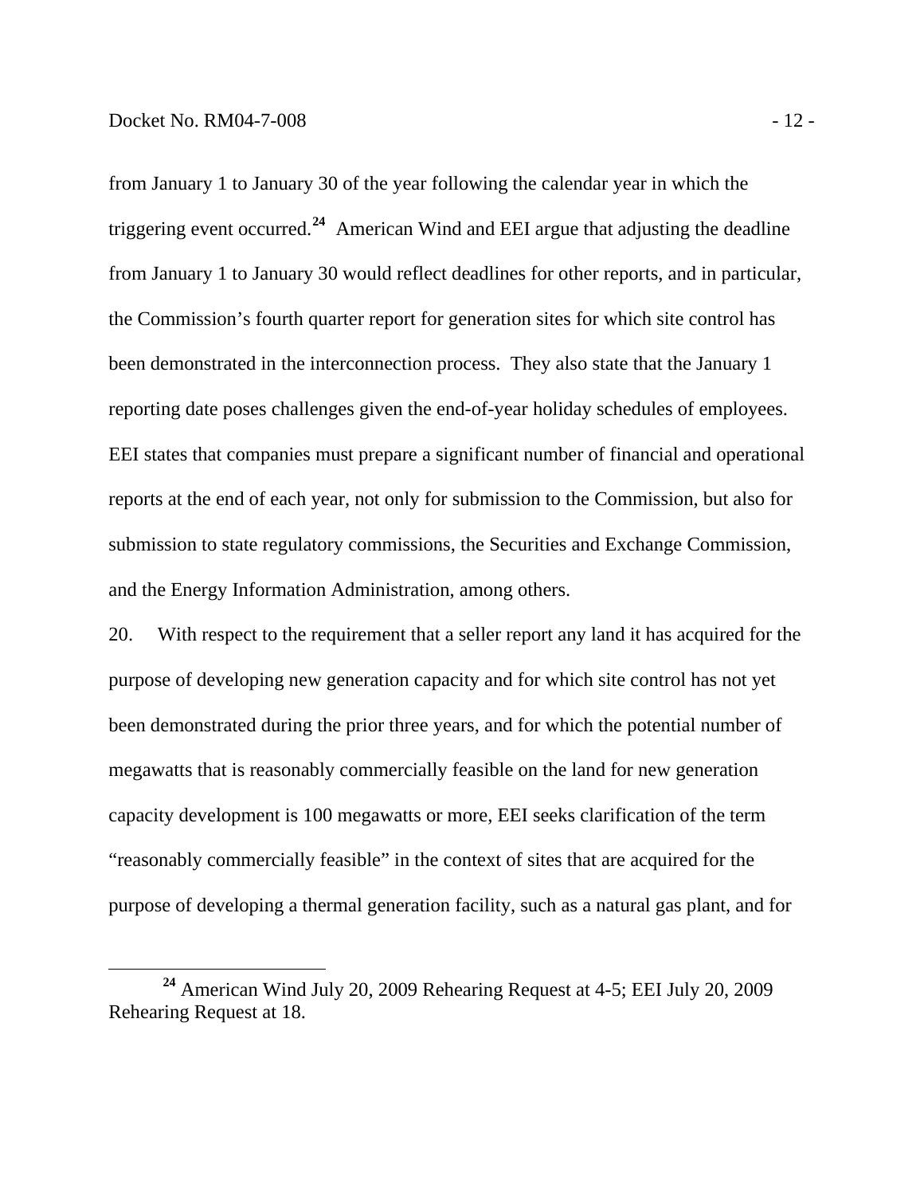from January 1 to January 30 of the year following the calendar year in which the triggering event occurred.[24] American Wind and EEI argue that adjusting the deadline from January 1 to January 30 would reflect deadlines for other reports, and in particular, the Commission's fourth quarter report for generation sites for which site control has been demonstrated in the interconnection process. They also state that the January 1 reporting date poses challenges given the end-of-year holiday schedules of employees. EEI states that companies must prepare a significant number of financial and operational reports at the end of each year, not only for submission to the Commission, but also for submission to state regulatory commissions, the Securities and Exchange Commission, and the Energy Information Administration, among others.

20. With respect to the requirement that a seller report any land it has acquired for the purpose of developing new generation capacity and for which site control has not yet been demonstrated during the prior three years, and for which the potential number of megawatts that is reasonably commercially feasible on the land for new generation capacity development is 100 megawatts or more, EEI seeks clarification of the term "reasonably commercially feasible" in the context of sites that are acquired for the purpose of developing a thermal generation facility, such as a natural gas plant, and for

---

[24] American Wind July 20, 2009 Rehearing Request at 4-5; EEI July 20, 2009 Rehearing Request at 18.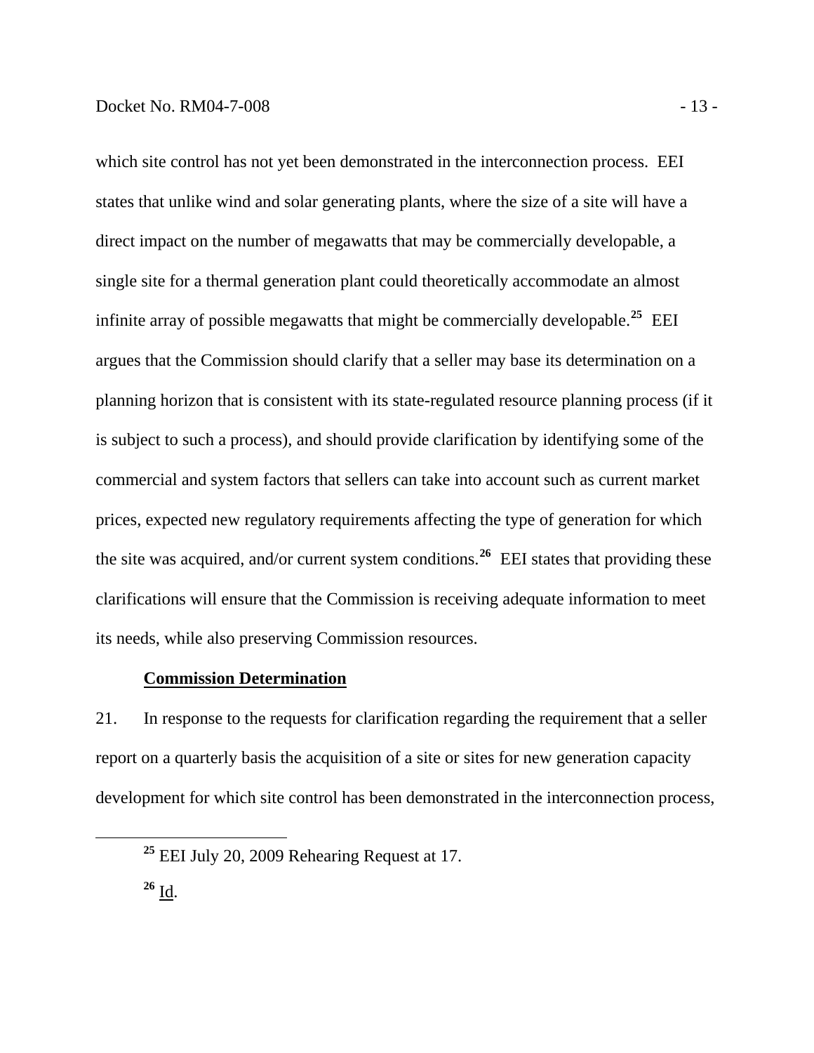which site control has not yet been demonstrated in the interconnection process. EEI states that unlike wind and solar generating plants, where the size of a site will have a direct impact on the number of megawatts that may be commercially developable, a single site for a thermal generation plant could theoretically accommodate an almost infinite array of possible megawatts that might be commercially developable.[25] EEI argues that the Commission should clarify that a seller may base its determination on a planning horizon that is consistent with its state-regulated resource planning process (if it is subject to such a process), and should provide clarification by identifying some of the commercial and system factors that sellers can take into account such as current market prices, expected new regulatory requirements affecting the type of generation for which the site was acquired, and/or current system conditions.[26] EEI states that providing these clarifications will ensure that the Commission is receiving adequate information to meet its needs, while also preserving Commission resources.

**Commission Determination**

21. In response to the requests for clarification regarding the requirement that a seller report on a quarterly basis the acquisition of a site or sites for new generation capacity development for which site control has been demonstrated in the interconnection process,

[25] EEI July 20, 2009 Rehearing Request at 17.

[26] Id.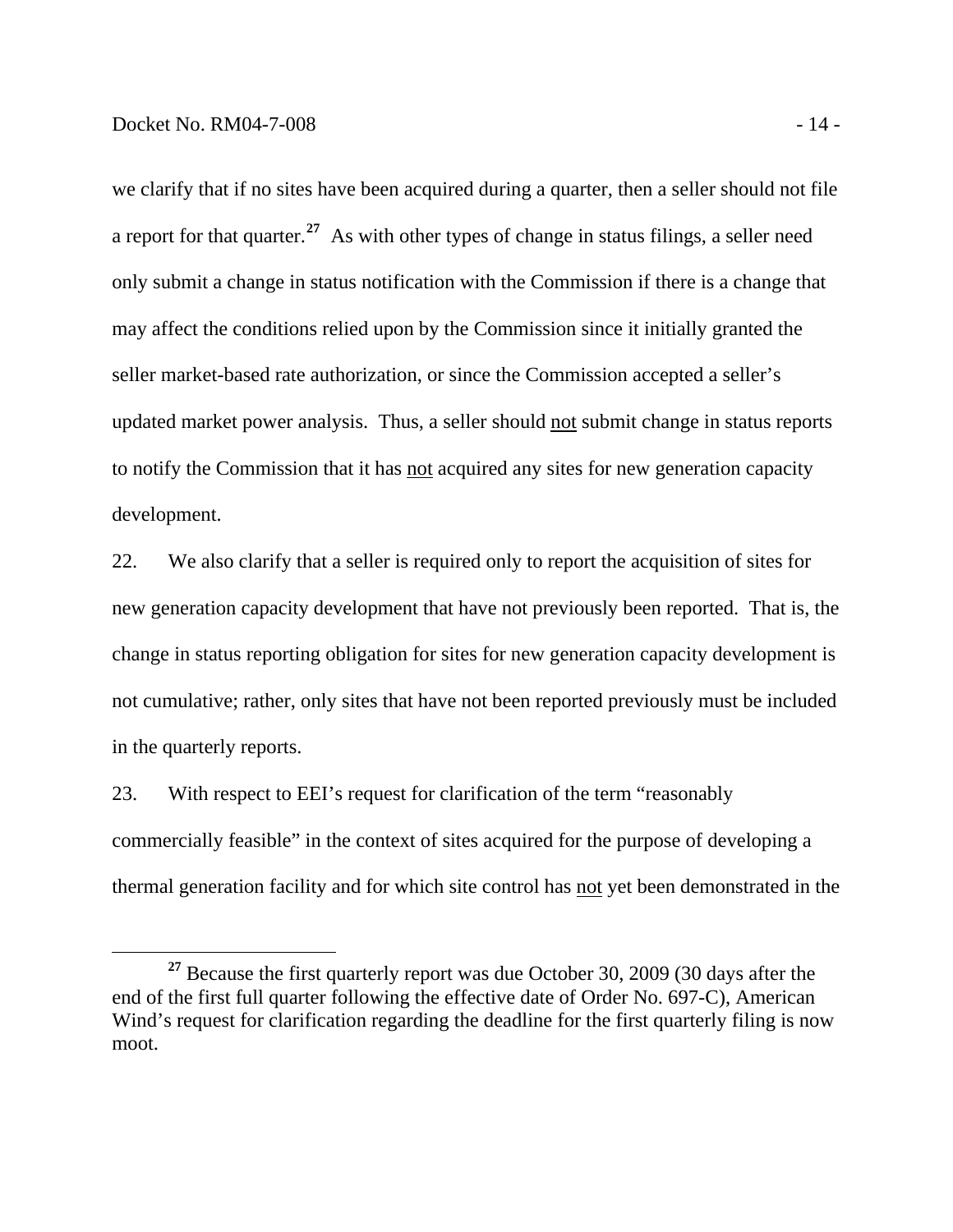we clarify that if no sites have been acquired during a quarter, then a seller should not file a report for that quarter.[27] As with other types of change in status filings, a seller need only submit a change in status notification with the Commission if there is a change that may affect the conditions relied upon by the Commission since it initially granted the seller market-based rate authorization, or since the Commission accepted a seller's updated market power analysis. Thus, a seller should not submit change in status reports to notify the Commission that it has not acquired any sites for new generation capacity development.

22. We also clarify that a seller is required only to report the acquisition of sites for new generation capacity development that have not previously been reported. That is, the change in status reporting obligation for sites for new generation capacity development is not cumulative; rather, only sites that have not been reported previously must be included in the quarterly reports.

23. With respect to EEI's request for clarification of the term "reasonably commercially feasible" in the context of sites acquired for the purpose of developing a thermal generation facility and for which site control has not yet been demonstrated in the

[27] Because the first quarterly report was due October 30, 2009 (30 days after the end of the first full quarter following the effective date of Order No. 697-C), American Wind's request for clarification regarding the deadline for the first quarterly filing is now moot.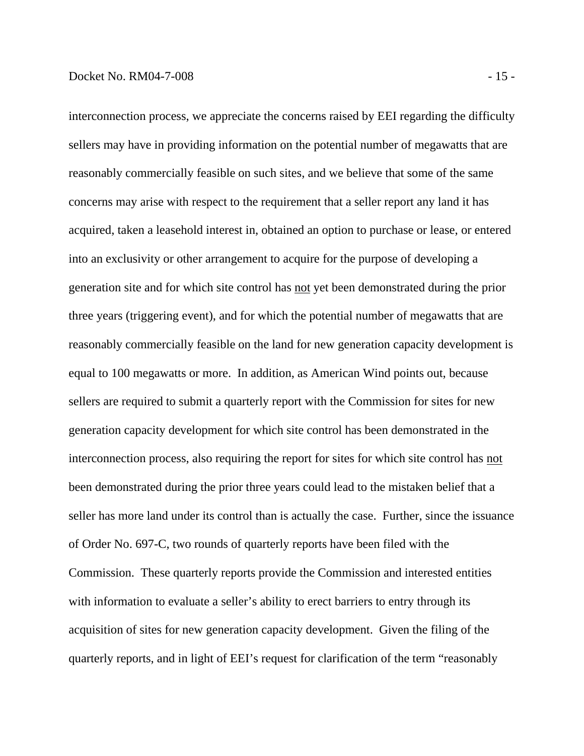interconnection process, we appreciate the concerns raised by EEI regarding the difficulty sellers may have in providing information on the potential number of megawatts that are reasonably commercially feasible on such sites, and we believe that some of the same concerns may arise with respect to the requirement that a seller report any land it has acquired, taken a leasehold interest in, obtained an option to purchase or lease, or entered into an exclusivity or other arrangement to acquire for the purpose of developing a generation site and for which site control has not yet been demonstrated during the prior three years (triggering event), and for which the potential number of megawatts that are reasonably commercially feasible on the land for new generation capacity development is equal to 100 megawatts or more. In addition, as American Wind points out, because sellers are required to submit a quarterly report with the Commission for sites for new generation capacity development for which site control has been demonstrated in the interconnection process, also requiring the report for sites for which site control has not been demonstrated during the prior three years could lead to the mistaken belief that a seller has more land under its control than is actually the case. Further, since the issuance of Order No. 697-C, two rounds of quarterly reports have been filed with the Commission. These quarterly reports provide the Commission and interested entities with information to evaluate a seller's ability to erect barriers to entry through its acquisition of sites for new generation capacity development. Given the filing of the quarterly reports, and in light of EEI's request for clarification of the term "reasonably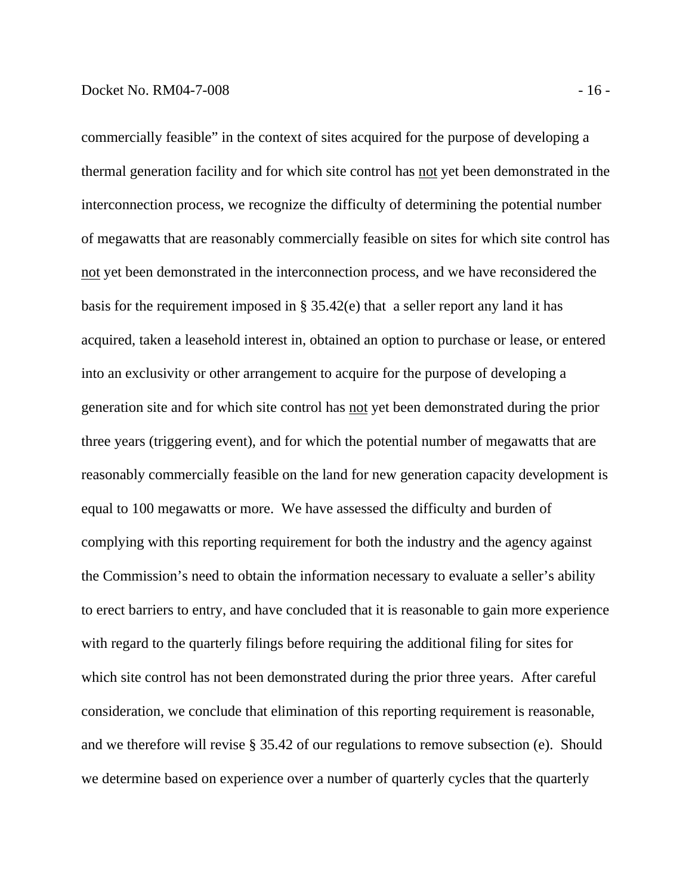commercially feasible" in the context of sites acquired for the purpose of developing a thermal generation facility and for which site control has <u>not</u> yet been demonstrated in the interconnection process, we recognize the difficulty of determining the potential number of megawatts that are reasonably commercially feasible on sites for which site control has <u>not</u> yet been demonstrated in the interconnection process, and we have reconsidered the basis for the requirement imposed in § 35.42(e) that a seller report any land it has acquired, taken a leasehold interest in, obtained an option to purchase or lease, or entered into an exclusivity or other arrangement to acquire for the purpose of developing a generation site and for which site control has <u>not</u> yet been demonstrated during the prior three years (triggering event), and for which the potential number of megawatts that are reasonably commercially feasible on the land for new generation capacity development is equal to 100 megawatts or more. We have assessed the difficulty and burden of complying with this reporting requirement for both the industry and the agency against the Commission's need to obtain the information necessary to evaluate a seller's ability to erect barriers to entry, and have concluded that it is reasonable to gain more experience with regard to the quarterly filings before requiring the additional filing for sites for which site control has not been demonstrated during the prior three years. After careful consideration, we conclude that elimination of this reporting requirement is reasonable, and we therefore will revise § 35.42 of our regulations to remove subsection (e). Should we determine based on experience over a number of quarterly cycles that the quarterly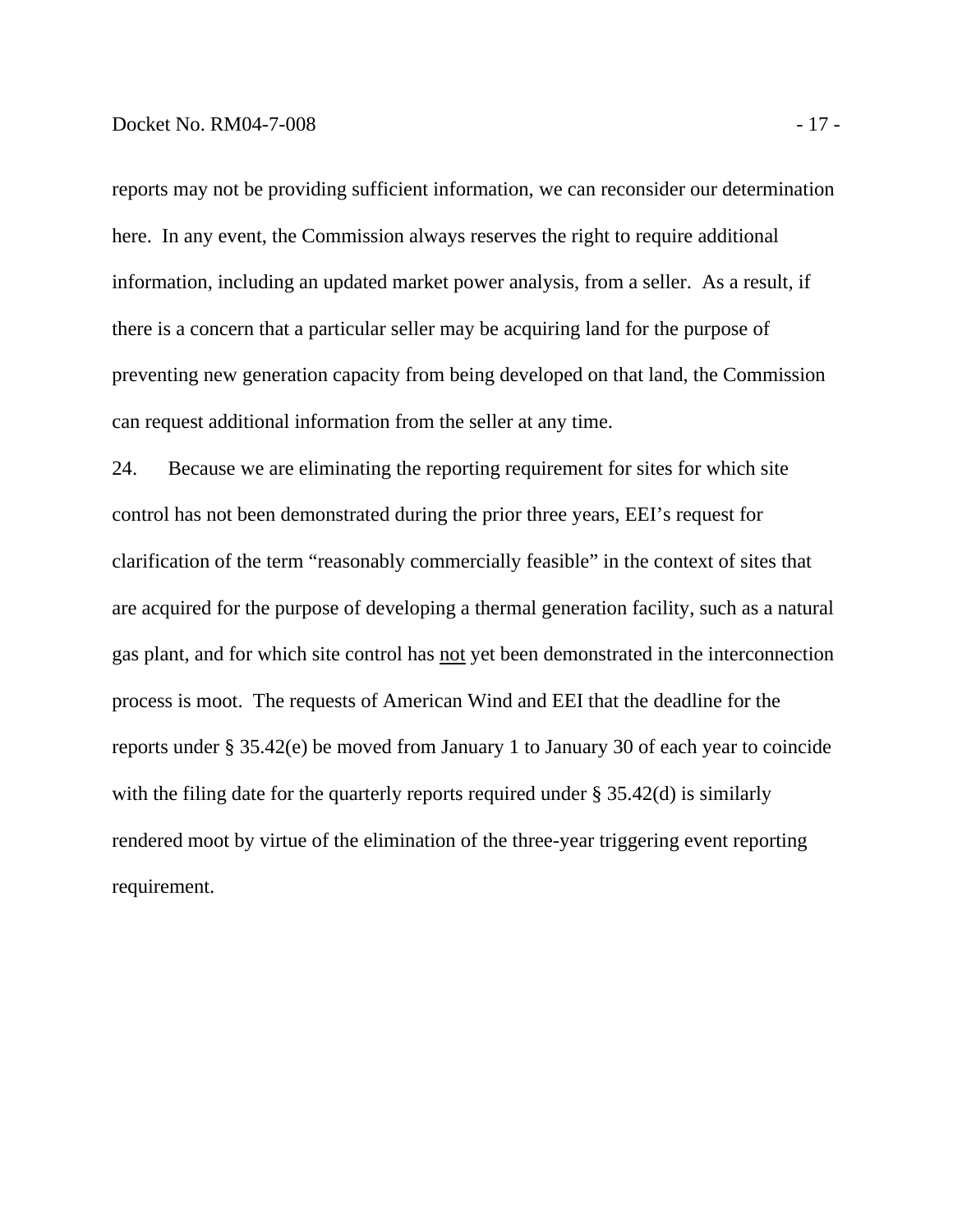reports may not be providing sufficient information, we can reconsider our determination here. In any event, the Commission always reserves the right to require additional information, including an updated market power analysis, from a seller. As a result, if there is a concern that a particular seller may be acquiring land for the purpose of preventing new generation capacity from being developed on that land, the Commission can request additional information from the seller at any time.

24. Because we are eliminating the reporting requirement for sites for which site control has not been demonstrated during the prior three years, EEI's request for clarification of the term "reasonably commercially feasible" in the context of sites that are acquired for the purpose of developing a thermal generation facility, such as a natural gas plant, and for which site control has <u>not</u> yet been demonstrated in the interconnection process is moot. The requests of American Wind and EEI that the deadline for the reports under § 35.42(e) be moved from January 1 to January 30 of each year to coincide with the filing date for the quarterly reports required under § 35.42(d) is similarly rendered moot by virtue of the elimination of the three-year triggering event reporting requirement.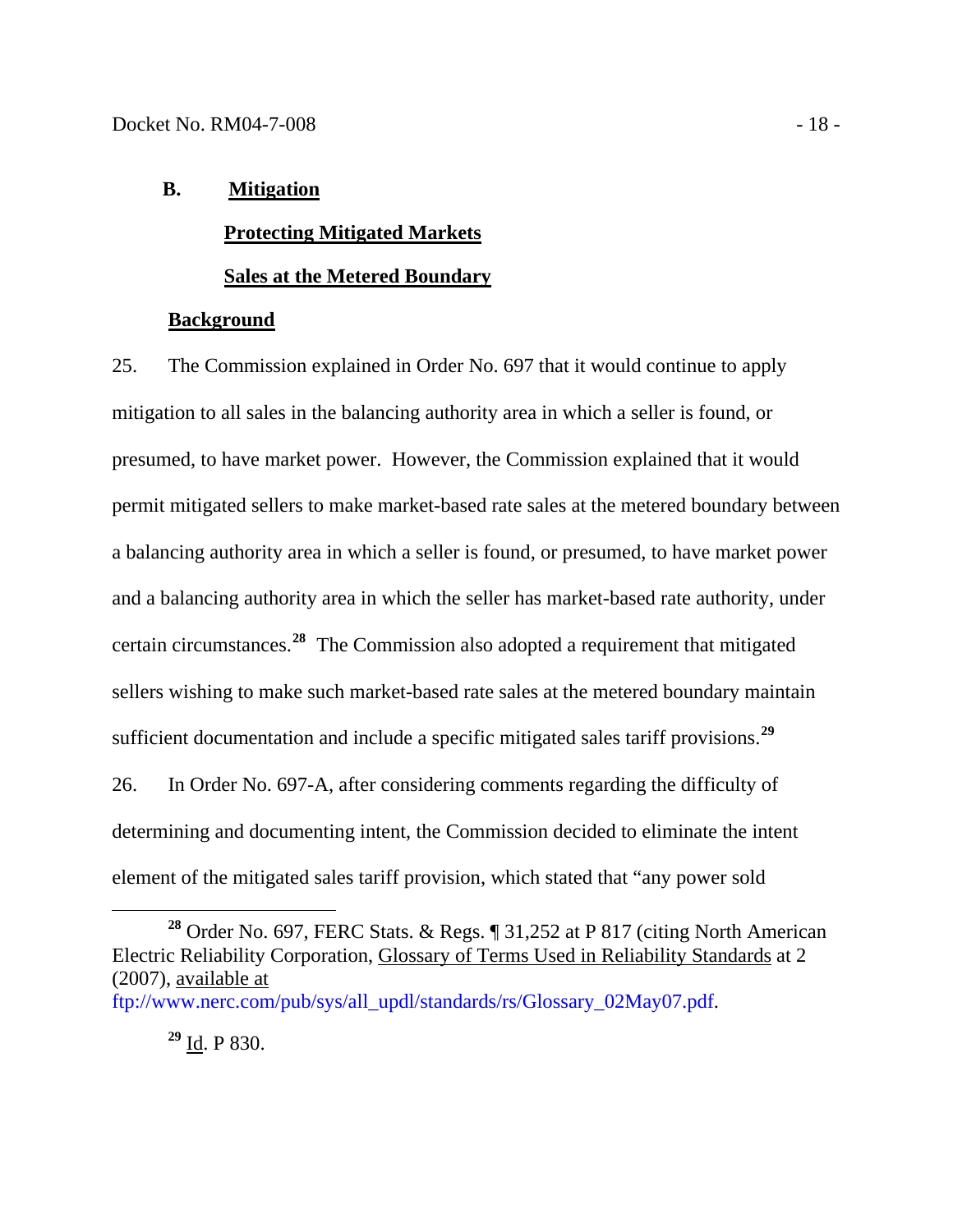## B. Mitigation

### Protecting Mitigated Markets

### Sales at the Metered Boundary

#### Background

25. The Commission explained in Order No. 697 that it would continue to apply mitigation to all sales in the balancing authority area in which a seller is found, or presumed, to have market power. However, the Commission explained that it would permit mitigated sellers to make market-based rate sales at the metered boundary between a balancing authority area in which a seller is found, or presumed, to have market power and a balancing authority area in which the seller has market-based rate authority, under certain circumstances.[28] The Commission also adopted a requirement that mitigated sellers wishing to make such market-based rate sales at the metered boundary maintain sufficient documentation and include a specific mitigated sales tariff provisions.[29]

26. In Order No. 697-A, after considering comments regarding the difficulty of determining and documenting intent, the Commission decided to eliminate the intent element of the mitigated sales tariff provision, which stated that "any power sold

---

[28] Order No. 697, FERC Stats. & Regs. ¶ 31,252 at P 817 (citing North American Electric Reliability Corporation, Glossary of Terms Used in Reliability Standards at 2 (2007), available at ftp://www.nerc.com/pub/sys/all_updl/standards/rs/Glossary_02May07.pdf.

[29] Id. P 830.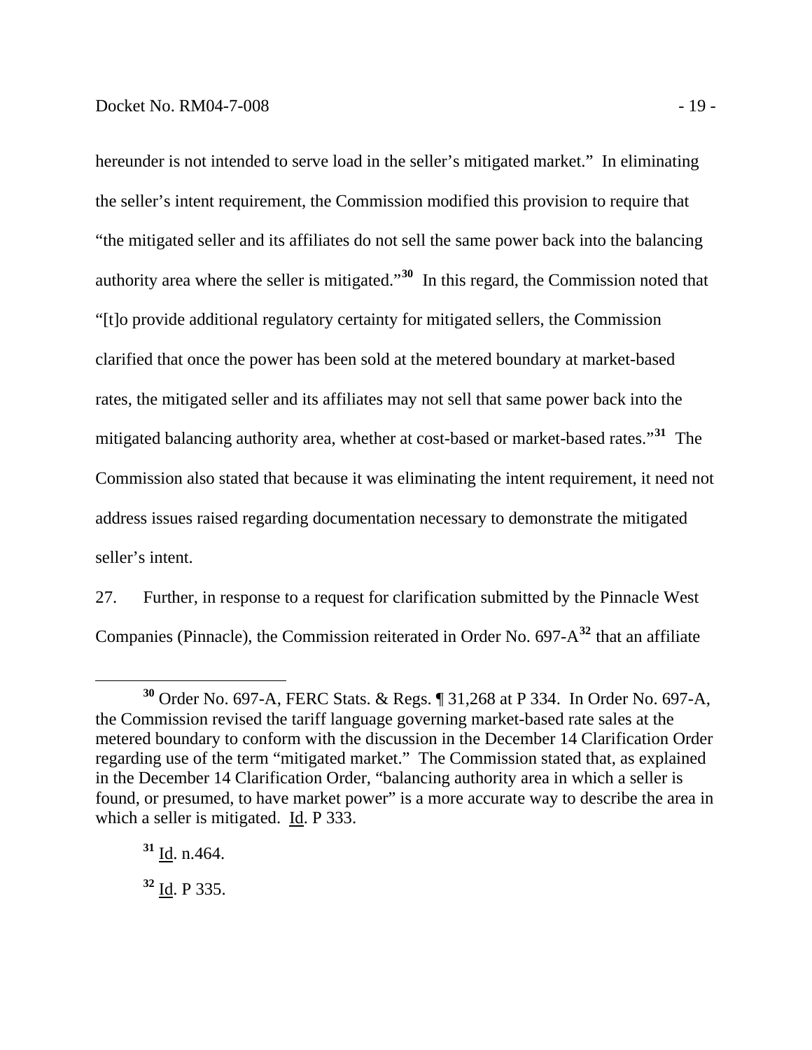hereunder is not intended to serve load in the seller's mitigated market." In eliminating the seller's intent requirement, the Commission modified this provision to require that "the mitigated seller and its affiliates do not sell the same power back into the balancing authority area where the seller is mitigated."[30] In this regard, the Commission noted that "[t]o provide additional regulatory certainty for mitigated sellers, the Commission clarified that once the power has been sold at the metered boundary at market-based rates, the mitigated seller and its affiliates may not sell that same power back into the mitigated balancing authority area, whether at cost-based or market-based rates."[31] The Commission also stated that because it was eliminating the intent requirement, it need not address issues raised regarding documentation necessary to demonstrate the mitigated seller's intent.

27. Further, in response to a request for clarification submitted by the Pinnacle West Companies (Pinnacle), the Commission reiterated in Order No. 697-A[32] that an affiliate

---

[30] Order No. 697-A, FERC Stats. & Regs. ¶ 31,268 at P 334. In Order No. 697-A, the Commission revised the tariff language governing market-based rate sales at the metered boundary to conform with the discussion in the December 14 Clarification Order regarding use of the term "mitigated market." The Commission stated that, as explained in the December 14 Clarification Order, "balancing authority area in which a seller is found, or presumed, to have market power" is a more accurate way to describe the area in which a seller is mitigated. Id. P 333.

[31] Id. n.464.

[32] Id. P 335.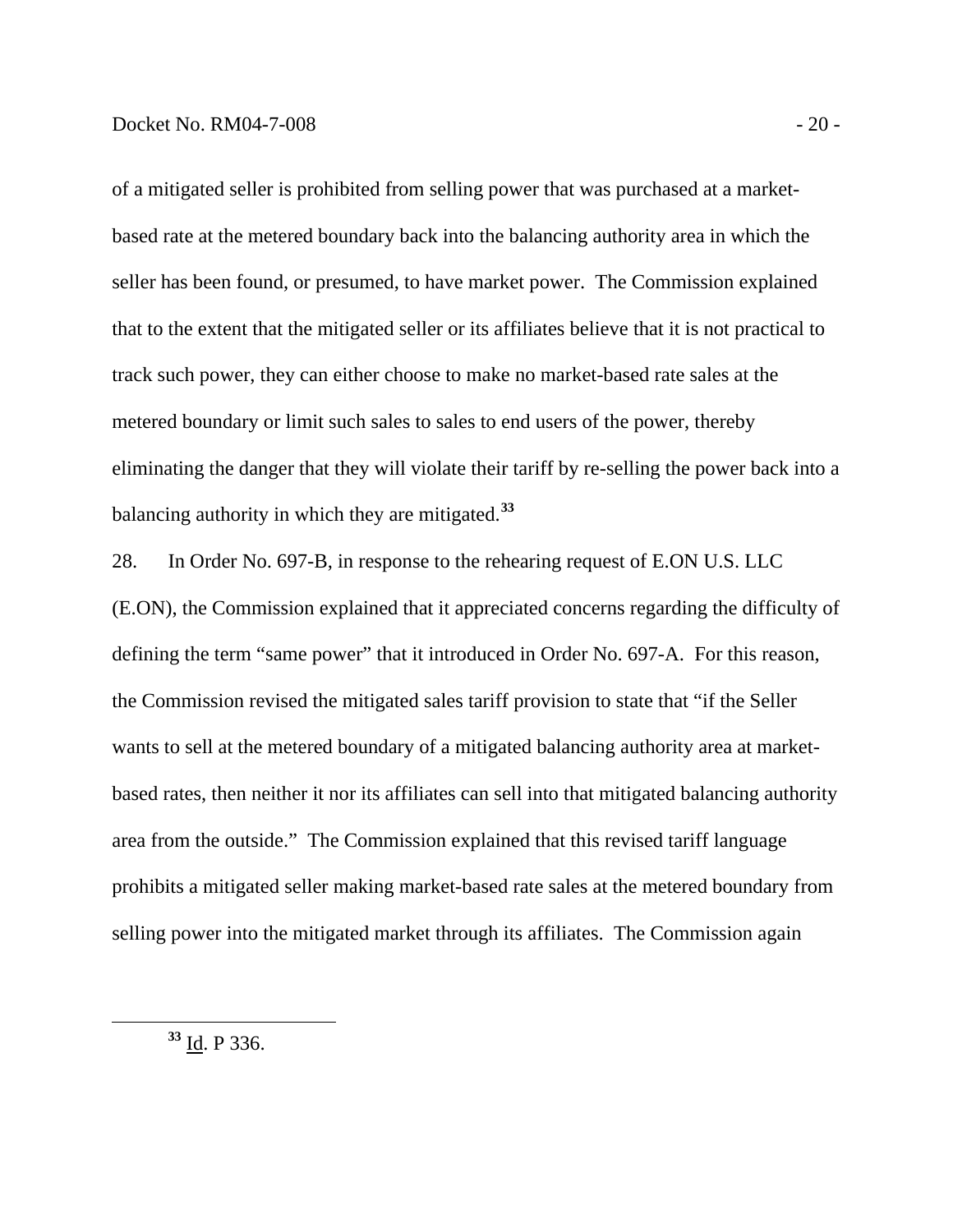of a mitigated seller is prohibited from selling power that was purchased at a market-based rate at the metered boundary back into the balancing authority area in which the seller has been found, or presumed, to have market power. The Commission explained that to the extent that the mitigated seller or its affiliates believe that it is not practical to track such power, they can either choose to make no market-based rate sales at the metered boundary or limit such sales to sales to end users of the power, thereby eliminating the danger that they will violate their tariff by re-selling the power back into a balancing authority in which they are mitigated.[33]

28. In Order No. 697-B, in response to the rehearing request of E.ON U.S. LLC (E.ON), the Commission explained that it appreciated concerns regarding the difficulty of defining the term "same power" that it introduced in Order No. 697-A. For this reason, the Commission revised the mitigated sales tariff provision to state that "if the Seller wants to sell at the metered boundary of a mitigated balancing authority area at market-based rates, then neither it nor its affiliates can sell into that mitigated balancing authority area from the outside." The Commission explained that this revised tariff language prohibits a mitigated seller making market-based rate sales at the metered boundary from selling power into the mitigated market through its affiliates. The Commission again

[33] Id. P 336.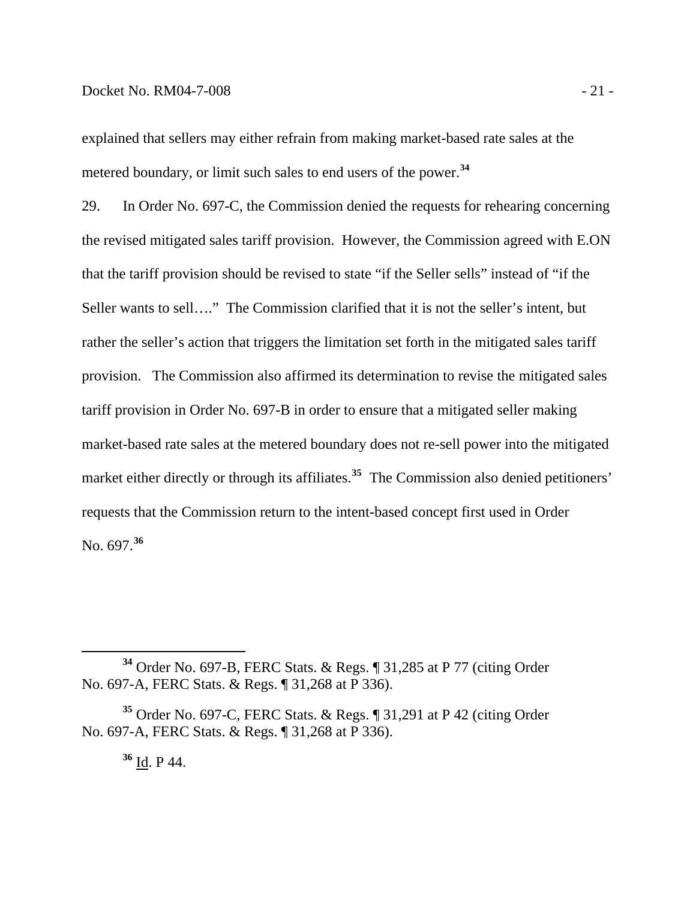explained that sellers may either refrain from making market-based rate sales at the metered boundary, or limit such sales to end users of the power.[34]

29. In Order No. 697-C, the Commission denied the requests for rehearing concerning the revised mitigated sales tariff provision. However, the Commission agreed with E.ON that the tariff provision should be revised to state "if the Seller sells" instead of "if the Seller wants to sell…." The Commission clarified that it is not the seller's intent, but rather the seller's action that triggers the limitation set forth in the mitigated sales tariff provision. The Commission also affirmed its determination to revise the mitigated sales tariff provision in Order No. 697-B in order to ensure that a mitigated seller making market-based rate sales at the metered boundary does not re-sell power into the mitigated market either directly or through its affiliates.[35] The Commission also denied petitioners' requests that the Commission return to the intent-based concept first used in Order No. 697.[36]

---

[34] Order No. 697-B, FERC Stats. & Regs. ¶ 31,285 at P 77 (citing Order No. 697-A, FERC Stats. & Regs. ¶ 31,268 at P 336).

[35] Order No. 697-C, FERC Stats. & Regs. ¶ 31,291 at P 42 (citing Order No. 697-A, FERC Stats. & Regs. ¶ 31,268 at P 336).

[36] Id. P 44.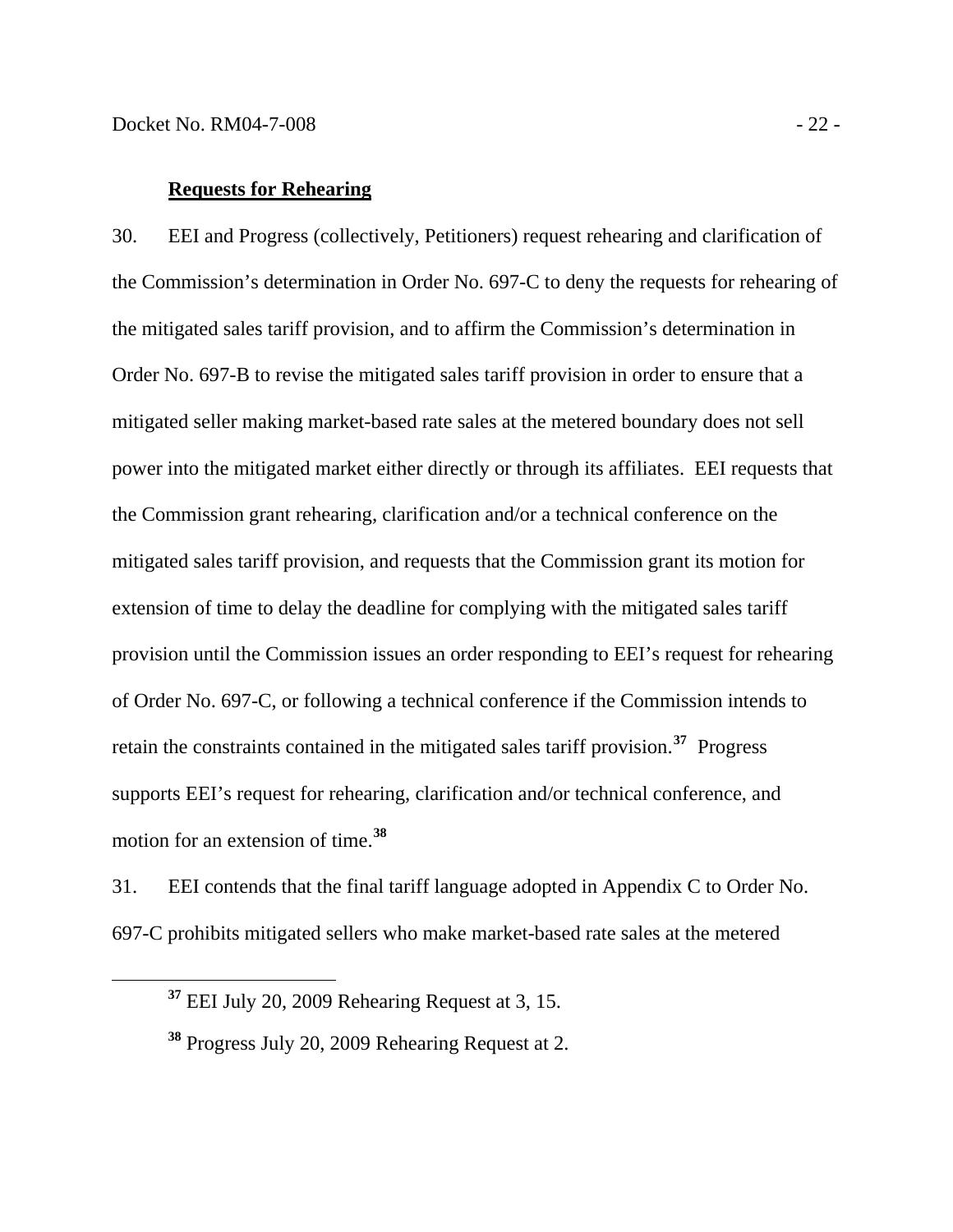**Requests for Rehearing**

30. EEI and Progress (collectively, Petitioners) request rehearing and clarification of the Commission's determination in Order No. 697-C to deny the requests for rehearing of the mitigated sales tariff provision, and to affirm the Commission's determination in Order No. 697-B to revise the mitigated sales tariff provision in order to ensure that a mitigated seller making market-based rate sales at the metered boundary does not sell power into the mitigated market either directly or through its affiliates. EEI requests that the Commission grant rehearing, clarification and/or a technical conference on the mitigated sales tariff provision, and requests that the Commission grant its motion for extension of time to delay the deadline for complying with the mitigated sales tariff provision until the Commission issues an order responding to EEI's request for rehearing of Order No. 697-C, or following a technical conference if the Commission intends to retain the constraints contained in the mitigated sales tariff provision.[37] Progress supports EEI's request for rehearing, clarification and/or technical conference, and motion for an extension of time.[38]

31. EEI contends that the final tariff language adopted in Appendix C to Order No. 697-C prohibits mitigated sellers who make market-based rate sales at the metered

[37] EEI July 20, 2009 Rehearing Request at 3, 15.

[38] Progress July 20, 2009 Rehearing Request at 2.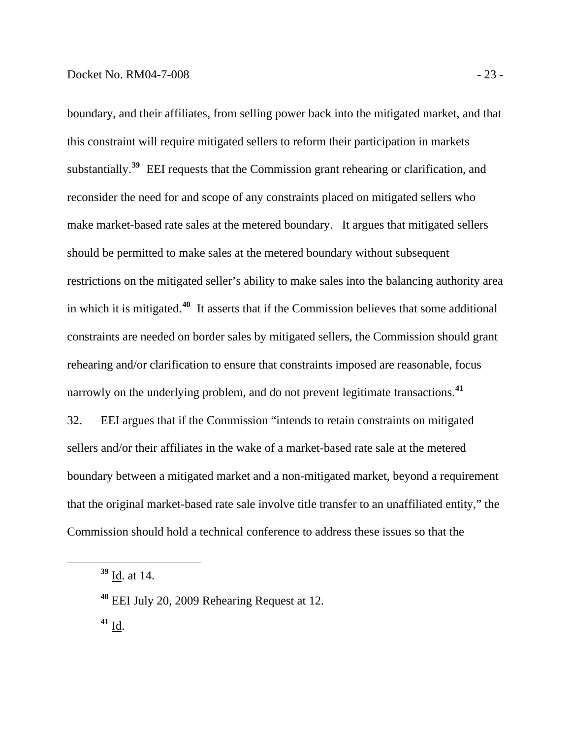boundary, and their affiliates, from selling power back into the mitigated market, and that this constraint will require mitigated sellers to reform their participation in markets substantially.[39] EEI requests that the Commission grant rehearing or clarification, and reconsider the need for and scope of any constraints placed on mitigated sellers who make market-based rate sales at the metered boundary. It argues that mitigated sellers should be permitted to make sales at the metered boundary without subsequent restrictions on the mitigated seller's ability to make sales into the balancing authority area in which it is mitigated.[40] It asserts that if the Commission believes that some additional constraints are needed on border sales by mitigated sellers, the Commission should grant rehearing and/or clarification to ensure that constraints imposed are reasonable, focus narrowly on the underlying problem, and do not prevent legitimate transactions.[41]

32. EEI argues that if the Commission "intends to retain constraints on mitigated sellers and/or their affiliates in the wake of a market-based rate sale at the metered boundary between a mitigated market and a non-mitigated market, beyond a requirement that the original market-based rate sale involve title transfer to an unaffiliated entity," the Commission should hold a technical conference to address these issues so that the

---

[39] Id. at 14.

[40] EEI July 20, 2009 Rehearing Request at 12.

[41] Id.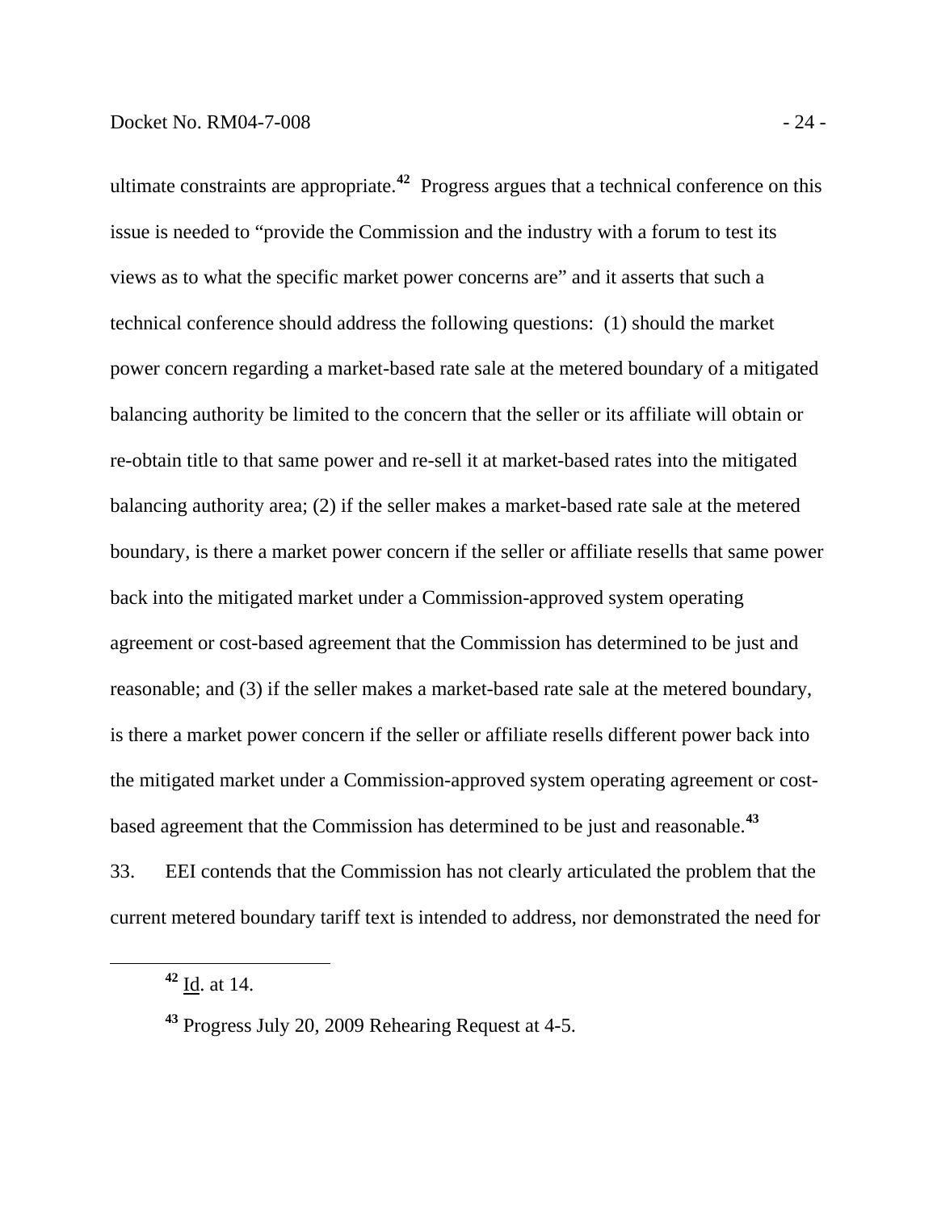ultimate constraints are appropriate.[42] Progress argues that a technical conference on this issue is needed to "provide the Commission and the industry with a forum to test its views as to what the specific market power concerns are" and it asserts that such a technical conference should address the following questions: (1) should the market power concern regarding a market-based rate sale at the metered boundary of a mitigated balancing authority be limited to the concern that the seller or its affiliate will obtain or re-obtain title to that same power and re-sell it at market-based rates into the mitigated balancing authority area; (2) if the seller makes a market-based rate sale at the metered boundary, is there a market power concern if the seller or affiliate resells that same power back into the mitigated market under a Commission-approved system operating agreement or cost-based agreement that the Commission has determined to be just and reasonable; and (3) if the seller makes a market-based rate sale at the metered boundary, is there a market power concern if the seller or affiliate resells different power back into the mitigated market under a Commission-approved system operating agreement or cost-based agreement that the Commission has determined to be just and reasonable.[43]

33. EEI contends that the Commission has not clearly articulated the problem that the current metered boundary tariff text is intended to address, nor demonstrated the need for

---

[42] Id. at 14.

[43] Progress July 20, 2009 Rehearing Request at 4-5.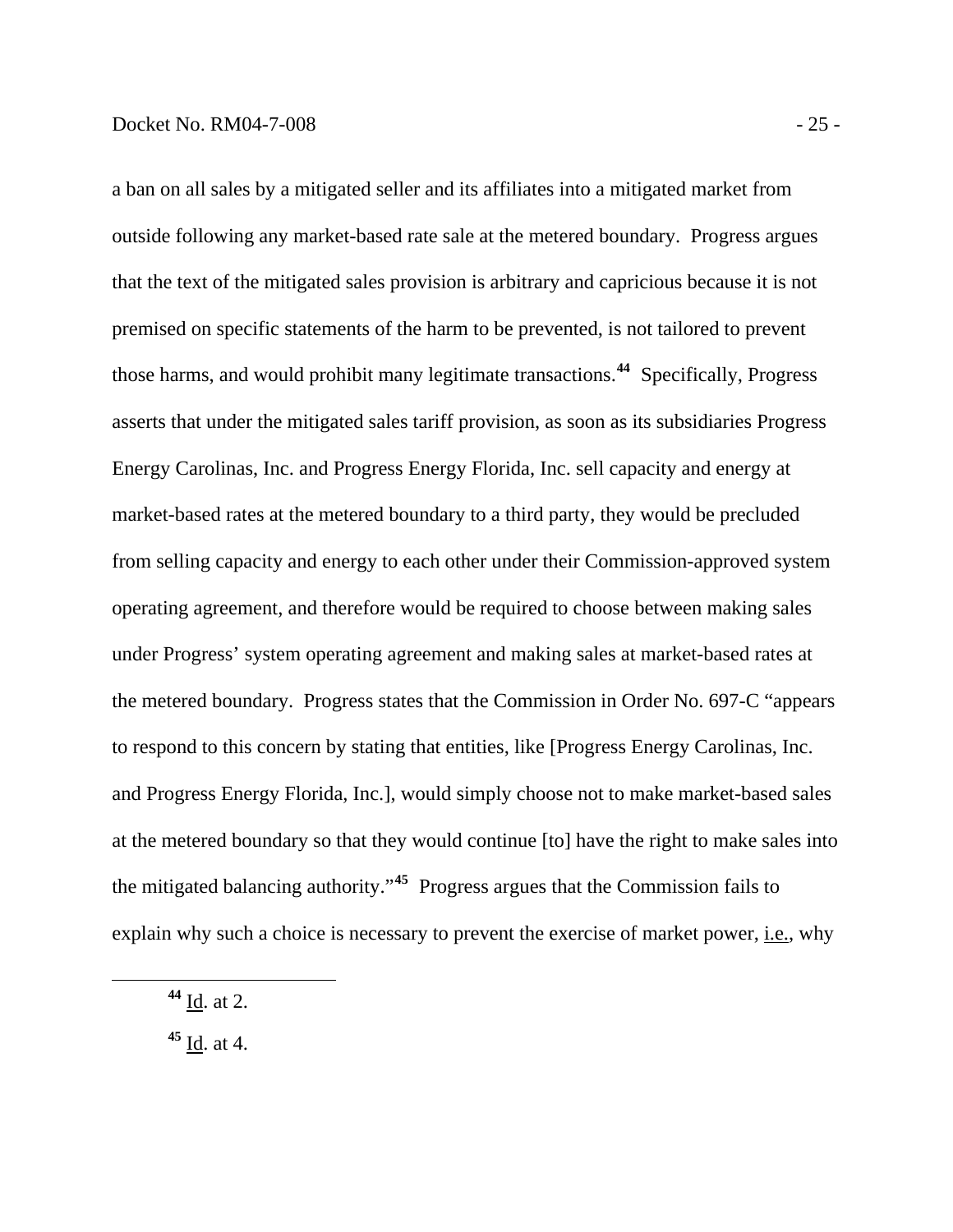a ban on all sales by a mitigated seller and its affiliates into a mitigated market from outside following any market-based rate sale at the metered boundary. Progress argues that the text of the mitigated sales provision is arbitrary and capricious because it is not premised on specific statements of the harm to be prevented, is not tailored to prevent those harms, and would prohibit many legitimate transactions.[44] Specifically, Progress asserts that under the mitigated sales tariff provision, as soon as its subsidiaries Progress Energy Carolinas, Inc. and Progress Energy Florida, Inc. sell capacity and energy at market-based rates at the metered boundary to a third party, they would be precluded from selling capacity and energy to each other under their Commission-approved system operating agreement, and therefore would be required to choose between making sales under Progress' system operating agreement and making sales at market-based rates at the metered boundary. Progress states that the Commission in Order No. 697-C "appears to respond to this concern by stating that entities, like [Progress Energy Carolinas, Inc. and Progress Energy Florida, Inc.], would simply choose not to make market-based sales at the metered boundary so that they would continue [to] have the right to make sales into the mitigated balancing authority."[45] Progress argues that the Commission fails to explain why such a choice is necessary to prevent the exercise of market power, i.e., why

[44] Id. at 2.

[45] Id. at 4.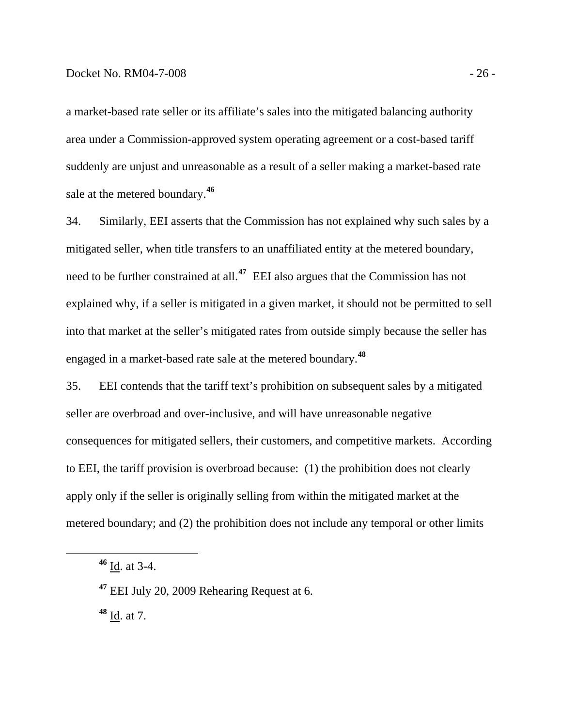a market-based rate seller or its affiliate's sales into the mitigated balancing authority area under a Commission-approved system operating agreement or a cost-based tariff suddenly are unjust and unreasonable as a result of a seller making a market-based rate sale at the metered boundary.[46]

34. Similarly, EEI asserts that the Commission has not explained why such sales by a mitigated seller, when title transfers to an unaffiliated entity at the metered boundary, need to be further constrained at all.[47] EEI also argues that the Commission has not explained why, if a seller is mitigated in a given market, it should not be permitted to sell into that market at the seller's mitigated rates from outside simply because the seller has engaged in a market-based rate sale at the metered boundary.[48]

35. EEI contends that the tariff text's prohibition on subsequent sales by a mitigated seller are overbroad and over-inclusive, and will have unreasonable negative consequences for mitigated sellers, their customers, and competitive markets. According to EEI, the tariff provision is overbroad because: (1) the prohibition does not clearly apply only if the seller is originally selling from within the mitigated market at the metered boundary; and (2) the prohibition does not include any temporal or other limits

---

[46] Id. at 3-4.

[47] EEI July 20, 2009 Rehearing Request at 6.

[48] Id. at 7.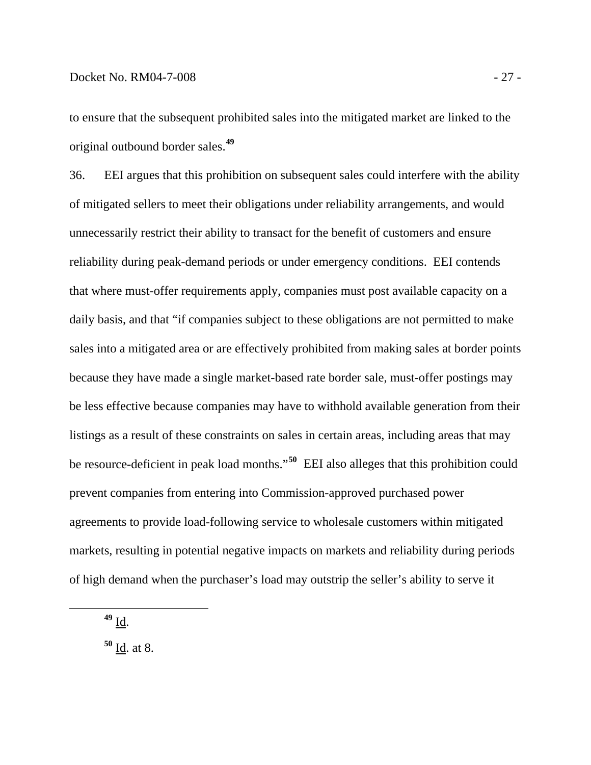to ensure that the subsequent prohibited sales into the mitigated market are linked to the original outbound border sales.[49]

36. EEI argues that this prohibition on subsequent sales could interfere with the ability of mitigated sellers to meet their obligations under reliability arrangements, and would unnecessarily restrict their ability to transact for the benefit of customers and ensure reliability during peak-demand periods or under emergency conditions. EEI contends that where must-offer requirements apply, companies must post available capacity on a daily basis, and that "if companies subject to these obligations are not permitted to make sales into a mitigated area or are effectively prohibited from making sales at border points because they have made a single market-based rate border sale, must-offer postings may be less effective because companies may have to withhold available generation from their listings as a result of these constraints on sales in certain areas, including areas that may be resource-deficient in peak load months."[50] EEI also alleges that this prohibition could prevent companies from entering into Commission-approved purchased power agreements to provide load-following service to wholesale customers within mitigated markets, resulting in potential negative impacts on markets and reliability during periods of high demand when the purchaser's load may outstrip the seller's ability to serve it

[49] Id.

[50] Id. at 8.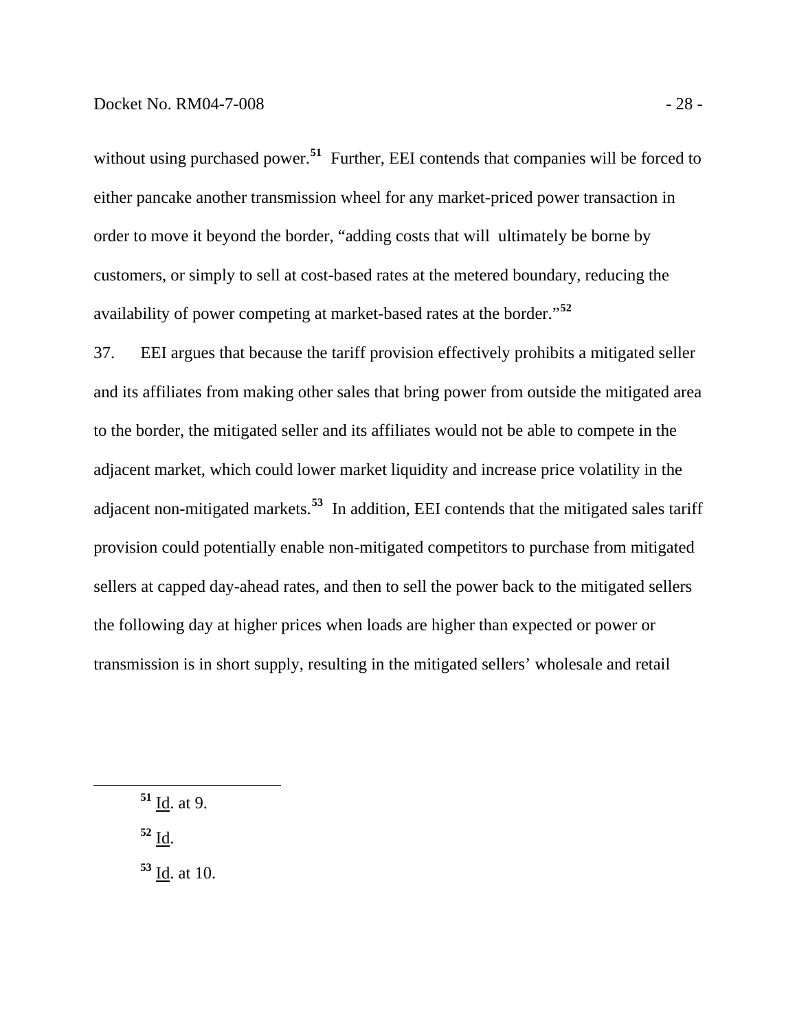without using purchased power.[51] Further, EEI contends that companies will be forced to either pancake another transmission wheel for any market-priced power transaction in order to move it beyond the border, "adding costs that will ultimately be borne by customers, or simply to sell at cost-based rates at the metered boundary, reducing the availability of power competing at market-based rates at the border."[52]

37. EEI argues that because the tariff provision effectively prohibits a mitigated seller and its affiliates from making other sales that bring power from outside the mitigated area to the border, the mitigated seller and its affiliates would not be able to compete in the adjacent market, which could lower market liquidity and increase price volatility in the adjacent non-mitigated markets.[53] In addition, EEI contends that the mitigated sales tariff provision could potentially enable non-mitigated competitors to purchase from mitigated sellers at capped day-ahead rates, and then to sell the power back to the mitigated sellers the following day at higher prices when loads are higher than expected or power or transmission is in short supply, resulting in the mitigated sellers' wholesale and retail

---

[51] Id. at 9.

[52] Id.

[53] Id. at 10.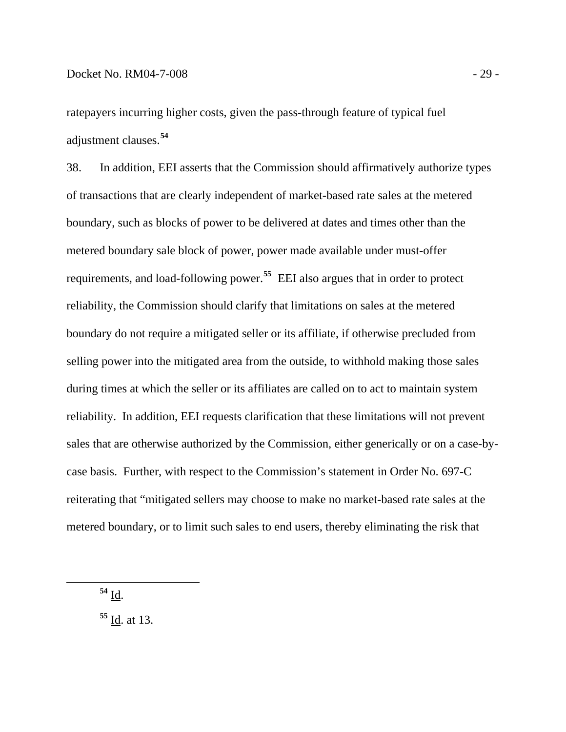ratepayers incurring higher costs, given the pass-through feature of typical fuel adjustment clauses.[54]

38. In addition, EEI asserts that the Commission should affirmatively authorize types of transactions that are clearly independent of market-based rate sales at the metered boundary, such as blocks of power to be delivered at dates and times other than the metered boundary sale block of power, power made available under must-offer requirements, and load-following power.[55] EEI also argues that in order to protect reliability, the Commission should clarify that limitations on sales at the metered boundary do not require a mitigated seller or its affiliate, if otherwise precluded from selling power into the mitigated area from the outside, to withhold making those sales during times at which the seller or its affiliates are called on to act to maintain system reliability. In addition, EEI requests clarification that these limitations will not prevent sales that are otherwise authorized by the Commission, either generically or on a case-by-case basis. Further, with respect to the Commission's statement in Order No. 697-C reiterating that "mitigated sellers may choose to make no market-based rate sales at the metered boundary, or to limit such sales to end users, thereby eliminating the risk that

---

[54] Id.

[55] Id. at 13.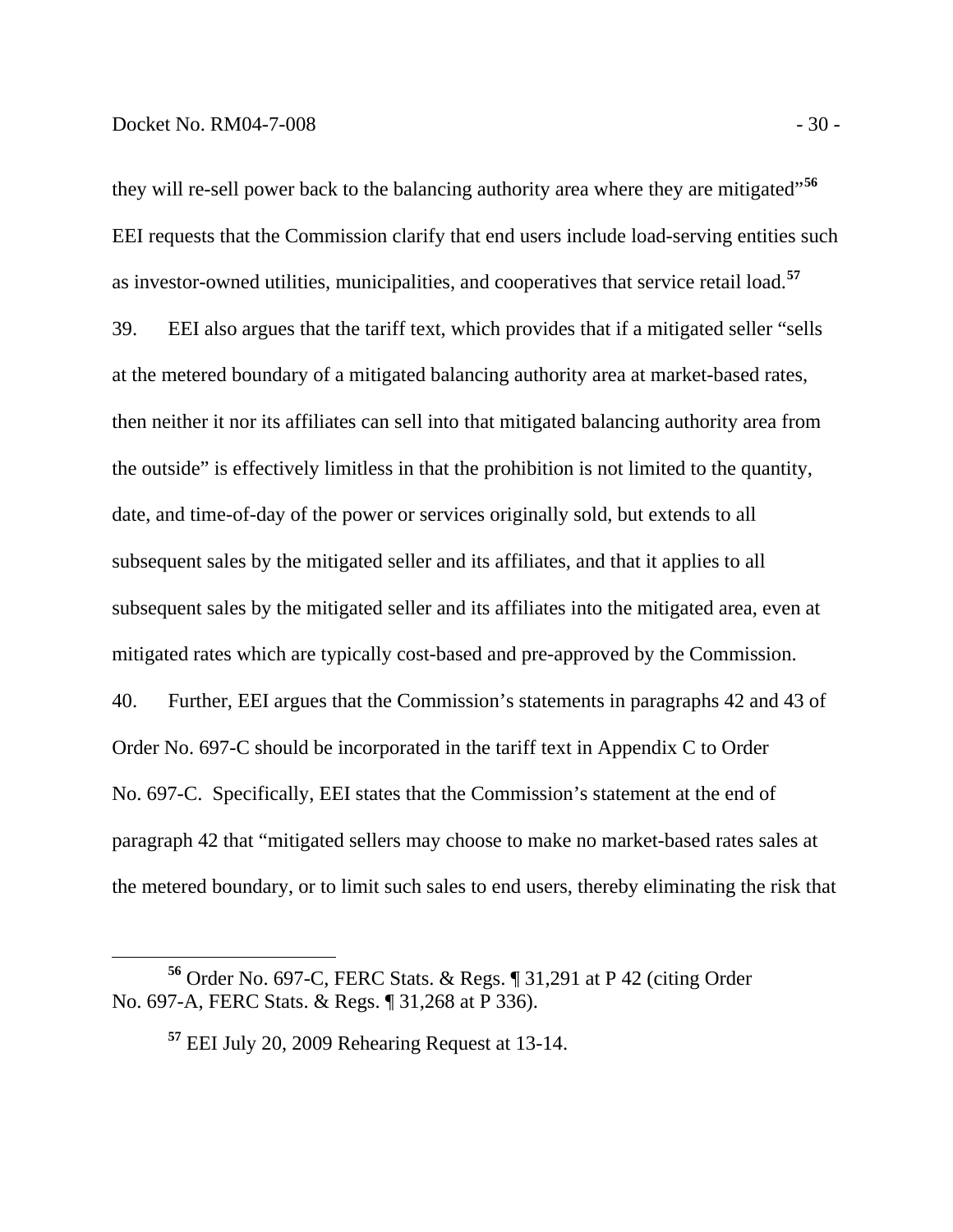they will re-sell power back to the balancing authority area where they are mitigated"[56] EEI requests that the Commission clarify that end users include load-serving entities such as investor-owned utilities, municipalities, and cooperatives that service retail load.[57]

39. EEI also argues that the tariff text, which provides that if a mitigated seller "sells at the metered boundary of a mitigated balancing authority area at market-based rates, then neither it nor its affiliates can sell into that mitigated balancing authority area from the outside" is effectively limitless in that the prohibition is not limited to the quantity, date, and time-of-day of the power or services originally sold, but extends to all subsequent sales by the mitigated seller and its affiliates, and that it applies to all subsequent sales by the mitigated seller and its affiliates into the mitigated area, even at mitigated rates which are typically cost-based and pre-approved by the Commission.

40. Further, EEI argues that the Commission's statements in paragraphs 42 and 43 of Order No. 697-C should be incorporated in the tariff text in Appendix C to Order No. 697-C. Specifically, EEI states that the Commission's statement at the end of paragraph 42 that "mitigated sellers may choose to make no market-based rates sales at the metered boundary, or to limit such sales to end users, thereby eliminating the risk that

---

[56] Order No. 697-C, FERC Stats. & Regs. ¶ 31,291 at P 42 (citing Order No. 697-A, FERC Stats. & Regs. ¶ 31,268 at P 336).

[57] EEI July 20, 2009 Rehearing Request at 13-14.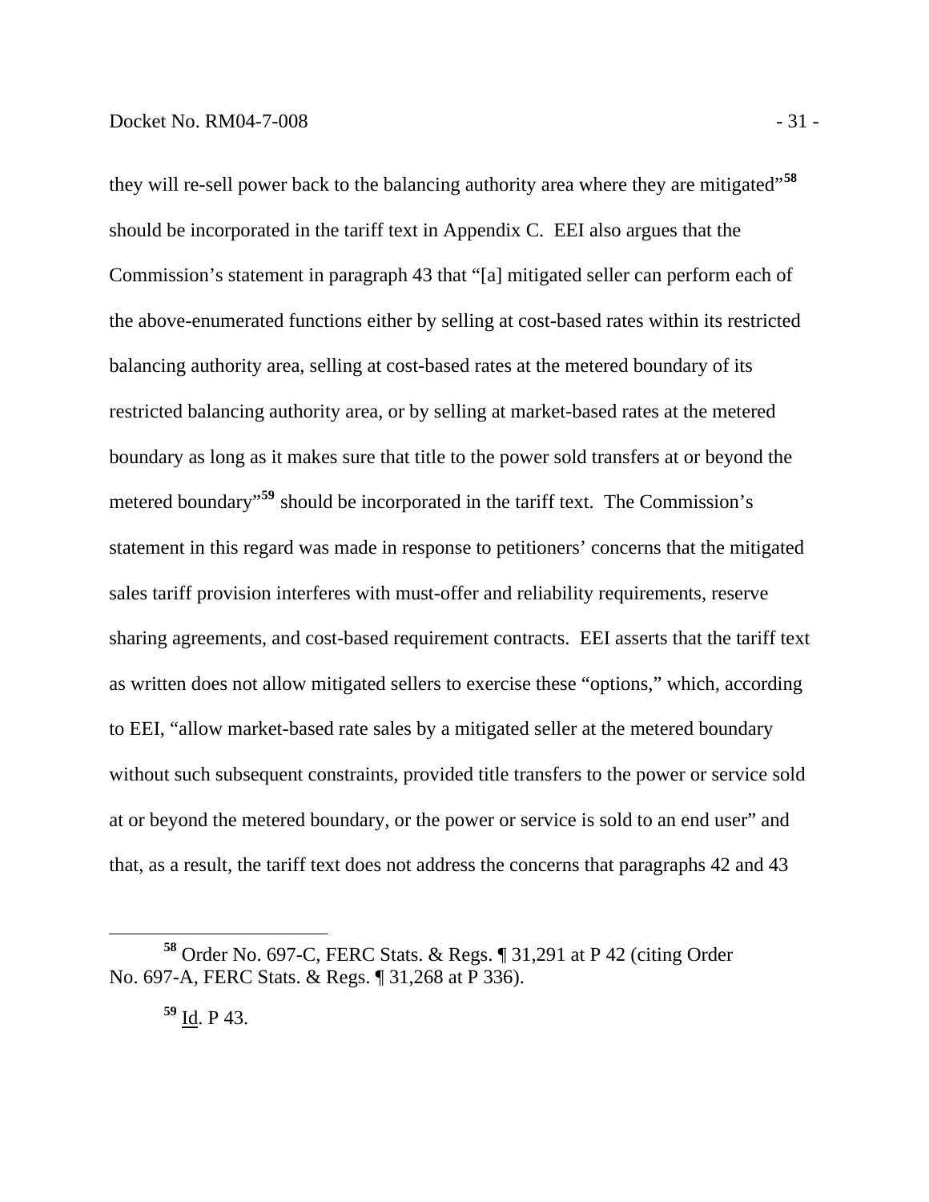they will re-sell power back to the balancing authority area where they are mitigated"[58] should be incorporated in the tariff text in Appendix C. EEI also argues that the Commission's statement in paragraph 43 that "[a] mitigated seller can perform each of the above-enumerated functions either by selling at cost-based rates within its restricted balancing authority area, selling at cost-based rates at the metered boundary of its restricted balancing authority area, or by selling at market-based rates at the metered boundary as long as it makes sure that title to the power sold transfers at or beyond the metered boundary"[59] should be incorporated in the tariff text. The Commission's statement in this regard was made in response to petitioners' concerns that the mitigated sales tariff provision interferes with must-offer and reliability requirements, reserve sharing agreements, and cost-based requirement contracts. EEI asserts that the tariff text as written does not allow mitigated sellers to exercise these "options," which, according to EEI, "allow market-based rate sales by a mitigated seller at the metered boundary without such subsequent constraints, provided title transfers to the power or service sold at or beyond the metered boundary, or the power or service is sold to an end user" and that, as a result, the tariff text does not address the concerns that paragraphs 42 and 43

---

[58] Order No. 697-C, FERC Stats. & Regs. ¶ 31,291 at P 42 (citing Order No. 697-A, FERC Stats. & Regs. ¶ 31,268 at P 336).

[59] Id. P 43.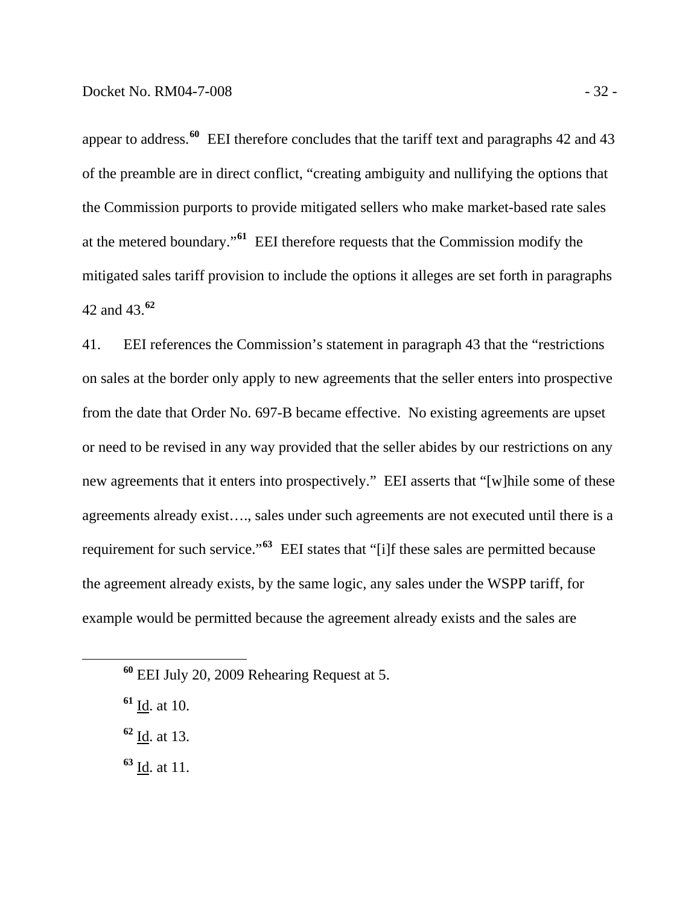appear to address.[60] EEI therefore concludes that the tariff text and paragraphs 42 and 43 of the preamble are in direct conflict, "creating ambiguity and nullifying the options that the Commission purports to provide mitigated sellers who make market-based rate sales at the metered boundary."[61] EEI therefore requests that the Commission modify the mitigated sales tariff provision to include the options it alleges are set forth in paragraphs 42 and 43.[62]

41. EEI references the Commission's statement in paragraph 43 that the "restrictions on sales at the border only apply to new agreements that the seller enters into prospective from the date that Order No. 697-B became effective. No existing agreements are upset or need to be revised in any way provided that the seller abides by our restrictions on any new agreements that it enters into prospectively." EEI asserts that "[w]hile some of these agreements already exist…., sales under such agreements are not executed until there is a requirement for such service."[63] EEI states that "[i]f these sales are permitted because the agreement already exists, by the same logic, any sales under the WSPP tariff, for example would be permitted because the agreement already exists and the sales are

---

[60] EEI July 20, 2009 Rehearing Request at 5.

[61] Id. at 10.

[62] Id. at 13.

[63] Id. at 11.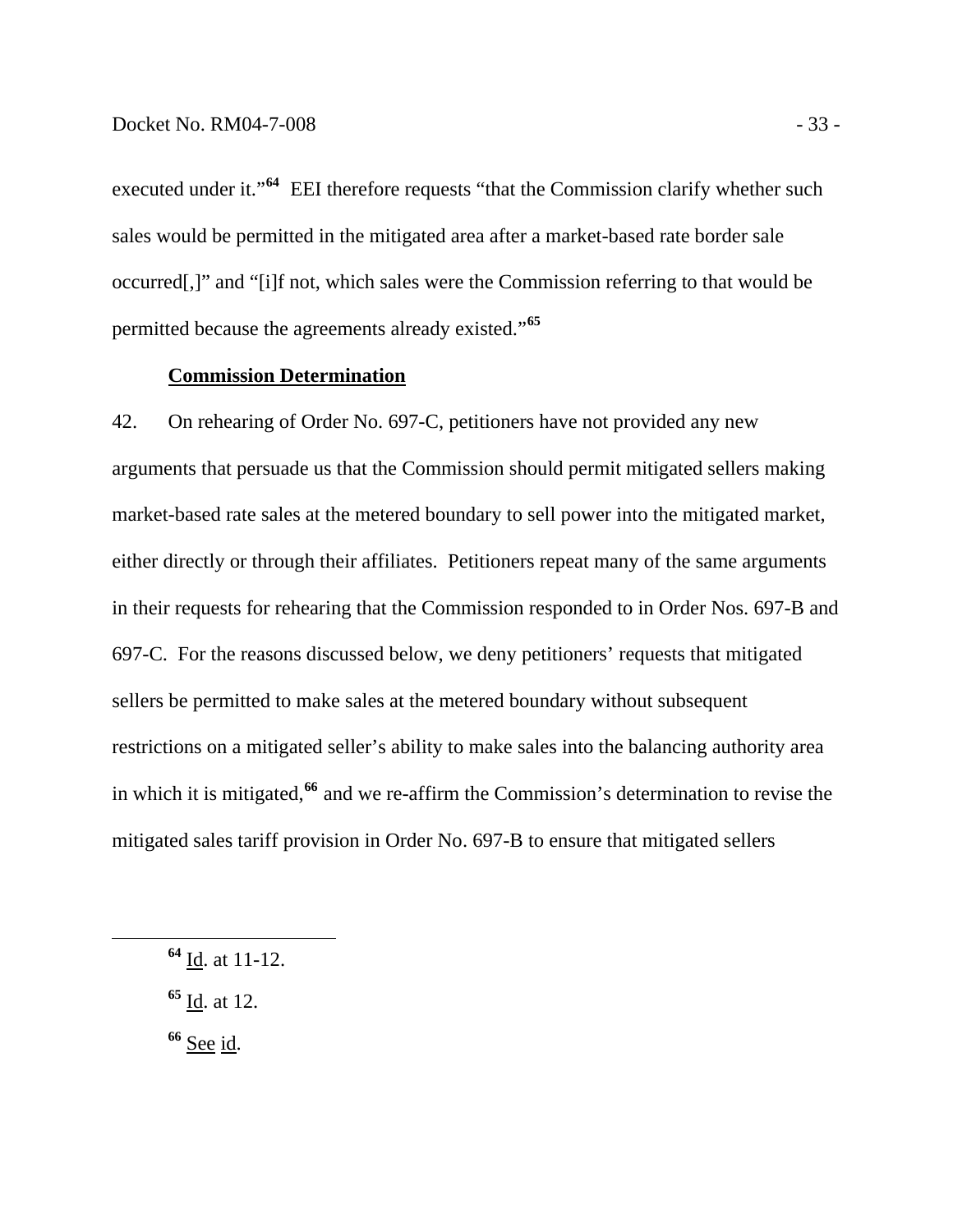executed under it."[64] EEI therefore requests "that the Commission clarify whether such sales would be permitted in the mitigated area after a market-based rate border sale occurred[,]" and "[i]f not, which sales were the Commission referring to that would be permitted because the agreements already existed."[65]

**Commission Determination**

42. On rehearing of Order No. 697-C, petitioners have not provided any new arguments that persuade us that the Commission should permit mitigated sellers making market-based rate sales at the metered boundary to sell power into the mitigated market, either directly or through their affiliates. Petitioners repeat many of the same arguments in their requests for rehearing that the Commission responded to in Order Nos. 697-B and 697-C. For the reasons discussed below, we deny petitioners' requests that mitigated sellers be permitted to make sales at the metered boundary without subsequent restrictions on a mitigated seller's ability to make sales into the balancing authority area in which it is mitigated,[66] and we re-affirm the Commission's determination to revise the mitigated sales tariff provision in Order No. 697-B to ensure that mitigated sellers

---

[64] Id. at 11-12.

[65] Id. at 12.

[66] See id.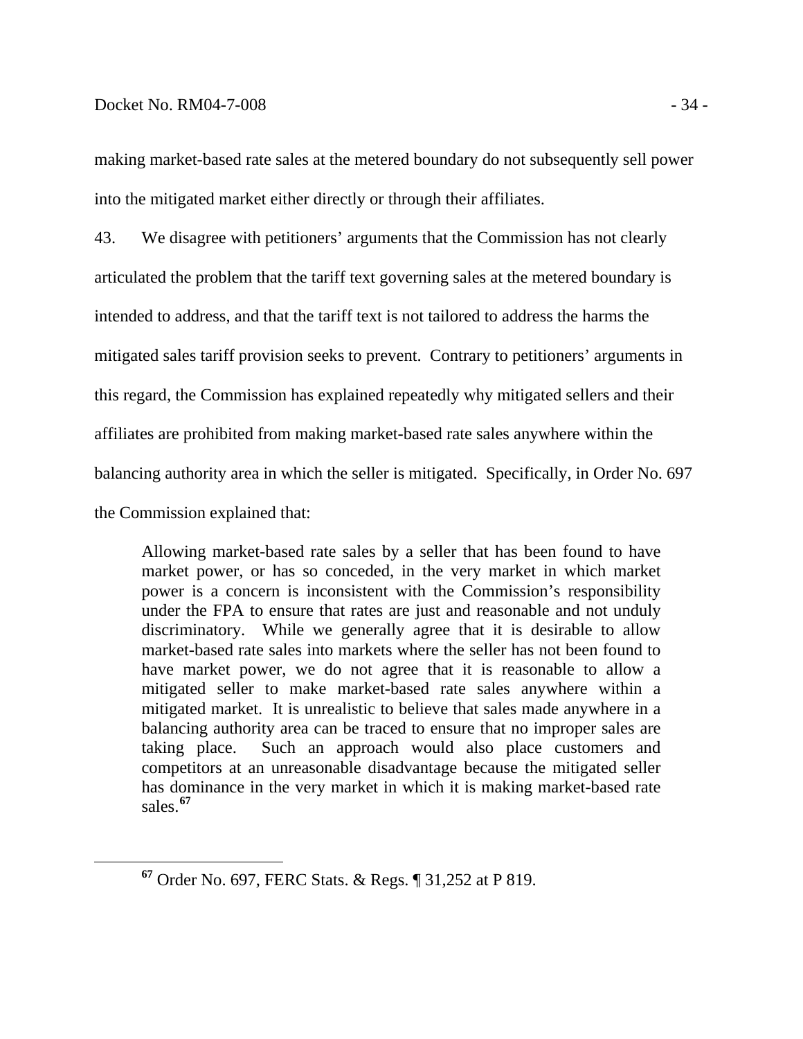making market-based rate sales at the metered boundary do not subsequently sell power into the mitigated market either directly or through their affiliates.

43. We disagree with petitioners' arguments that the Commission has not clearly articulated the problem that the tariff text governing sales at the metered boundary is intended to address, and that the tariff text is not tailored to address the harms the mitigated sales tariff provision seeks to prevent. Contrary to petitioners' arguments in this regard, the Commission has explained repeatedly why mitigated sellers and their affiliates are prohibited from making market-based rate sales anywhere within the balancing authority area in which the seller is mitigated. Specifically, in Order No. 697 the Commission explained that:

> Allowing market-based rate sales by a seller that has been found to have market power, or has so conceded, in the very market in which market power is a concern is inconsistent with the Commission's responsibility under the FPA to ensure that rates are just and reasonable and not unduly discriminatory. While we generally agree that it is desirable to allow market-based rate sales into markets where the seller has not been found to have market power, we do not agree that it is reasonable to allow a mitigated seller to make market-based rate sales anywhere within a mitigated market. It is unrealistic to believe that sales made anywhere in a balancing authority area can be traced to ensure that no improper sales are taking place. Such an approach would also place customers and competitors at an unreasonable disadvantage because the mitigated seller has dominance in the very market in which it is making market-based rate sales.[67]

[67] Order No. 697, FERC Stats. & Regs. ¶ 31,252 at P 819.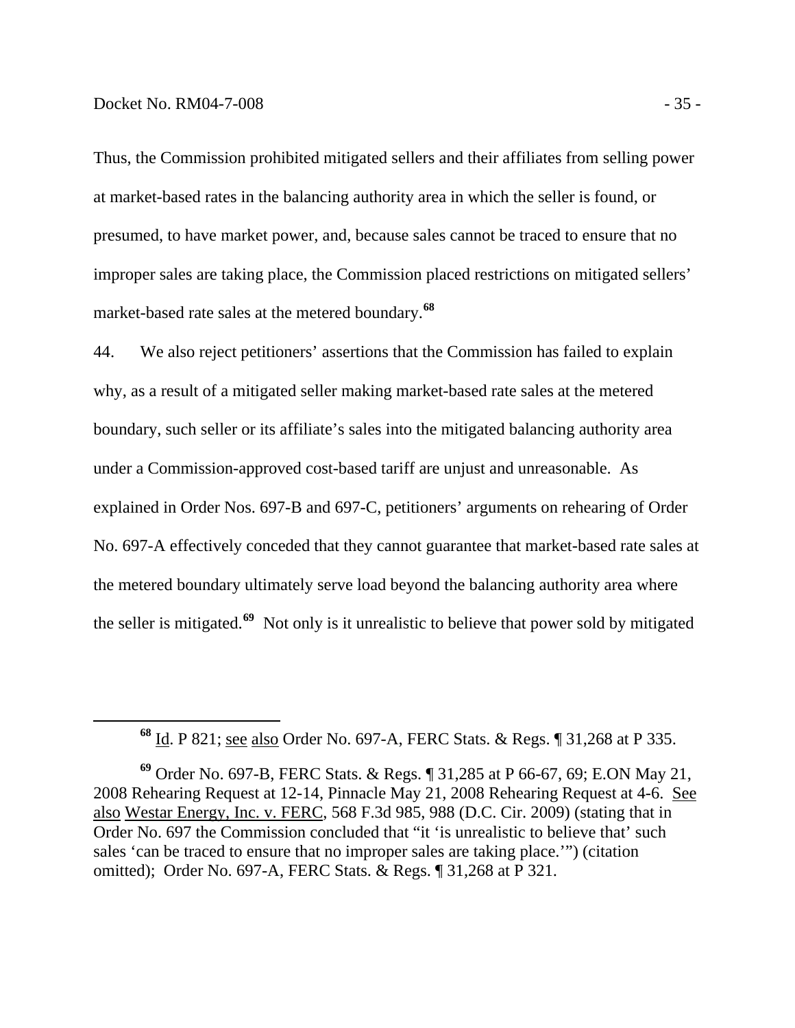Thus, the Commission prohibited mitigated sellers and their affiliates from selling power at market-based rates in the balancing authority area in which the seller is found, or presumed, to have market power, and, because sales cannot be traced to ensure that no improper sales are taking place, the Commission placed restrictions on mitigated sellers' market-based rate sales at the metered boundary.[68]

44. We also reject petitioners' assertions that the Commission has failed to explain why, as a result of a mitigated seller making market-based rate sales at the metered boundary, such seller or its affiliate's sales into the mitigated balancing authority area under a Commission-approved cost-based tariff are unjust and unreasonable. As explained in Order Nos. 697-B and 697-C, petitioners' arguments on rehearing of Order No. 697-A effectively conceded that they cannot guarantee that market-based rate sales at the metered boundary ultimately serve load beyond the balancing authority area where the seller is mitigated.[69] Not only is it unrealistic to believe that power sold by mitigated

---

[68] Id. P 821; see also Order No. 697-A, FERC Stats. & Regs. ¶ 31,268 at P 335.

[69] Order No. 697-B, FERC Stats. & Regs. ¶ 31,285 at P 66-67, 69; E.ON May 21, 2008 Rehearing Request at 12-14, Pinnacle May 21, 2008 Rehearing Request at 4-6. See also Westar Energy, Inc. v. FERC, 568 F.3d 985, 988 (D.C. Cir. 2009) (stating that in Order No. 697 the Commission concluded that "it 'is unrealistic to believe that' such sales 'can be traced to ensure that no improper sales are taking place.'") (citation omitted); Order No. 697-A, FERC Stats. & Regs. ¶ 31,268 at P 321.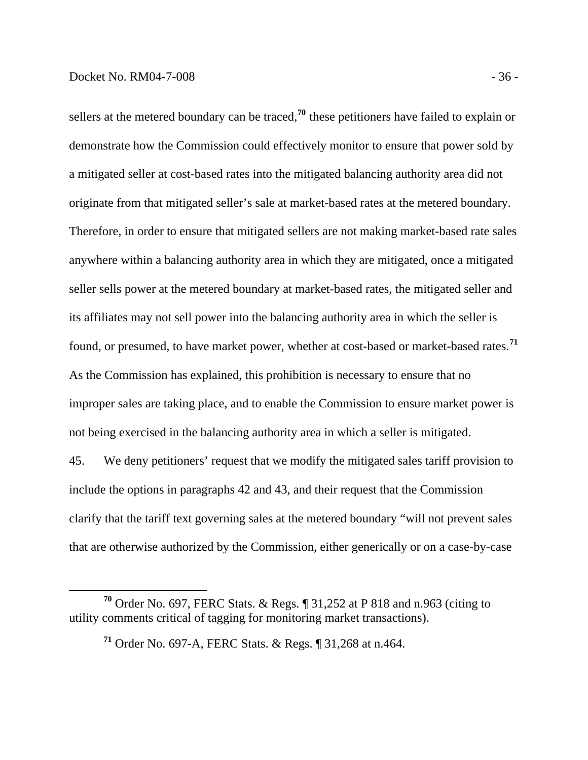sellers at the metered boundary can be traced,[70] these petitioners have failed to explain or demonstrate how the Commission could effectively monitor to ensure that power sold by a mitigated seller at cost-based rates into the mitigated balancing authority area did not originate from that mitigated seller's sale at market-based rates at the metered boundary. Therefore, in order to ensure that mitigated sellers are not making market-based rate sales anywhere within a balancing authority area in which they are mitigated, once a mitigated seller sells power at the metered boundary at market-based rates, the mitigated seller and its affiliates may not sell power into the balancing authority area in which the seller is found, or presumed, to have market power, whether at cost-based or market-based rates.[71] As the Commission has explained, this prohibition is necessary to ensure that no improper sales are taking place, and to enable the Commission to ensure market power is not being exercised in the balancing authority area in which a seller is mitigated.

45. We deny petitioners' request that we modify the mitigated sales tariff provision to include the options in paragraphs 42 and 43, and their request that the Commission clarify that the tariff text governing sales at the metered boundary "will not prevent sales that are otherwise authorized by the Commission, either generically or on a case-by-case

[70] Order No. 697, FERC Stats. & Regs. ¶ 31,252 at P 818 and n.963 (citing to utility comments critical of tagging for monitoring market transactions).

[71] Order No. 697-A, FERC Stats. & Regs. ¶ 31,268 at n.464.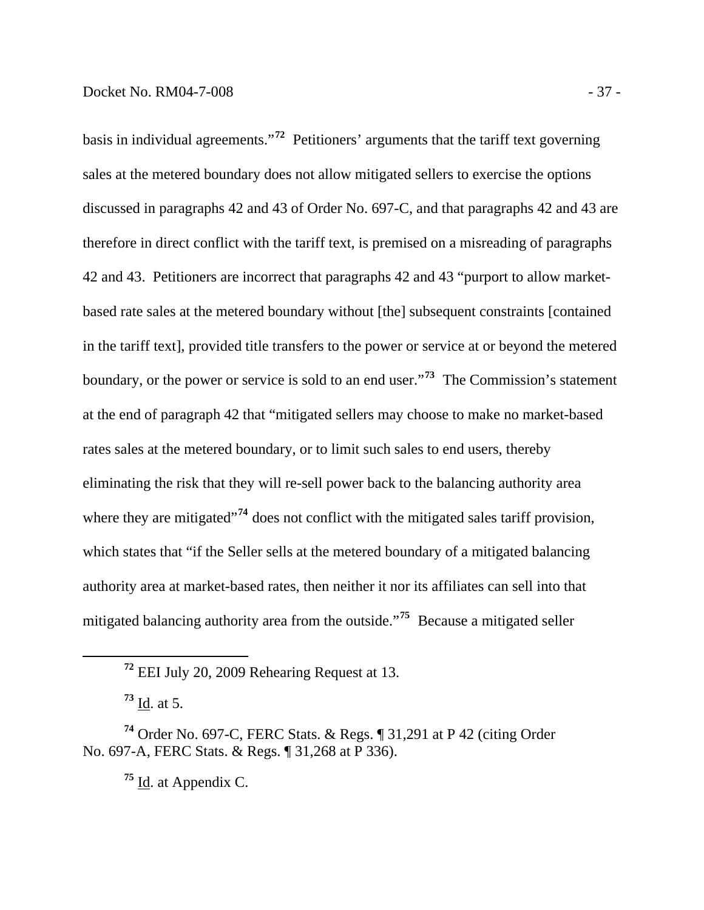basis in individual agreements."[72] Petitioners' arguments that the tariff text governing sales at the metered boundary does not allow mitigated sellers to exercise the options discussed in paragraphs 42 and 43 of Order No. 697-C, and that paragraphs 42 and 43 are therefore in direct conflict with the tariff text, is premised on a misreading of paragraphs 42 and 43. Petitioners are incorrect that paragraphs 42 and 43 "purport to allow market-based rate sales at the metered boundary without [the] subsequent constraints [contained in the tariff text], provided title transfers to the power or service at or beyond the metered boundary, or the power or service is sold to an end user."[73] The Commission's statement at the end of paragraph 42 that "mitigated sellers may choose to make no market-based rates sales at the metered boundary, or to limit such sales to end users, thereby eliminating the risk that they will re-sell power back to the balancing authority area where they are mitigated"[74] does not conflict with the mitigated sales tariff provision, which states that "if the Seller sells at the metered boundary of a mitigated balancing authority area at market-based rates, then neither it nor its affiliates can sell into that mitigated balancing authority area from the outside."[75] Because a mitigated seller

---

[72] EEI July 20, 2009 Rehearing Request at 13.

[73] Id. at 5.

[74] Order No. 697-C, FERC Stats. & Regs. ¶ 31,291 at P 42 (citing Order No. 697-A, FERC Stats. & Regs. ¶ 31,268 at P 336).

[75] Id. at Appendix C.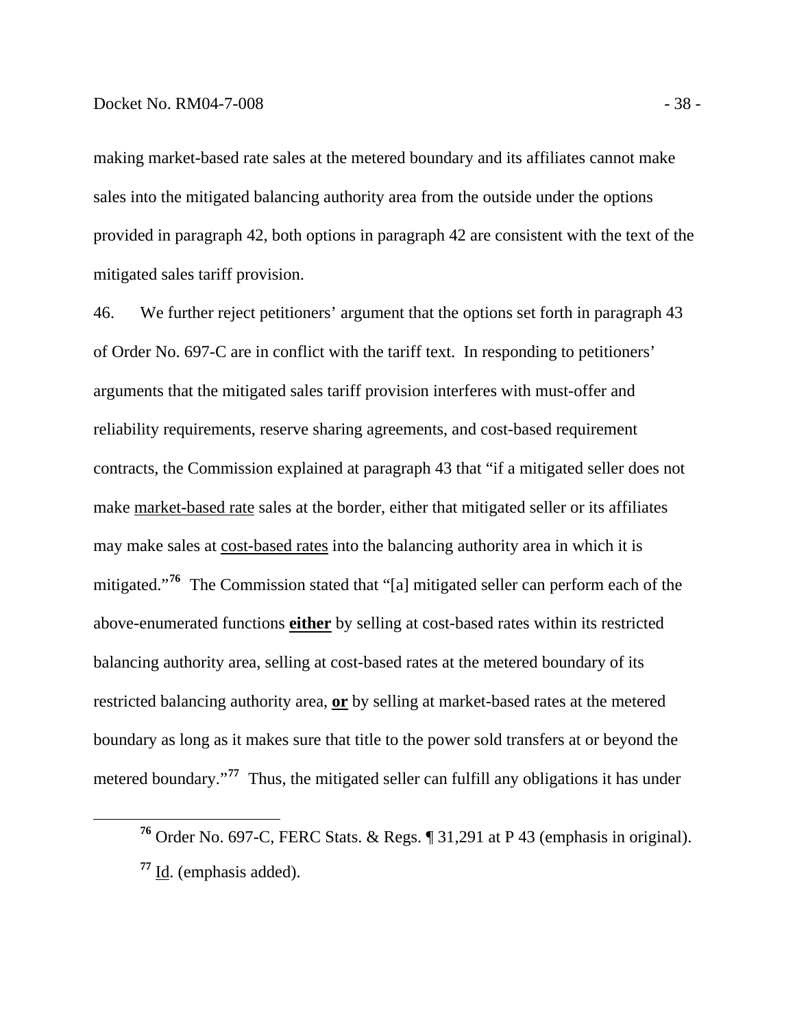making market-based rate sales at the metered boundary and its affiliates cannot make sales into the mitigated balancing authority area from the outside under the options provided in paragraph 42, both options in paragraph 42 are consistent with the text of the mitigated sales tariff provision.

46. We further reject petitioners' argument that the options set forth in paragraph 43 of Order No. 697-C are in conflict with the tariff text. In responding to petitioners' arguments that the mitigated sales tariff provision interferes with must-offer and reliability requirements, reserve sharing agreements, and cost-based requirement contracts, the Commission explained at paragraph 43 that "if a mitigated seller does not make <u>market-based rate</u> sales at the border, either that mitigated seller or its affiliates may make sales at <u>cost-based rates</u> into the balancing authority area in which it is mitigated."[76] The Commission stated that "[a] mitigated seller can perform each of the above-enumerated functions **<u>either</u>** by selling at cost-based rates within its restricted balancing authority area, selling at cost-based rates at the metered boundary of its restricted balancing authority area, **<u>or</u>** by selling at market-based rates at the metered boundary as long as it makes sure that title to the power sold transfers at or beyond the metered boundary."[77] Thus, the mitigated seller can fulfill any obligations it has under

---

[76] Order No. 697-C, FERC Stats. & Regs. ¶ 31,291 at P 43 (emphasis in original).

[77] <u>Id</u>. (emphasis added).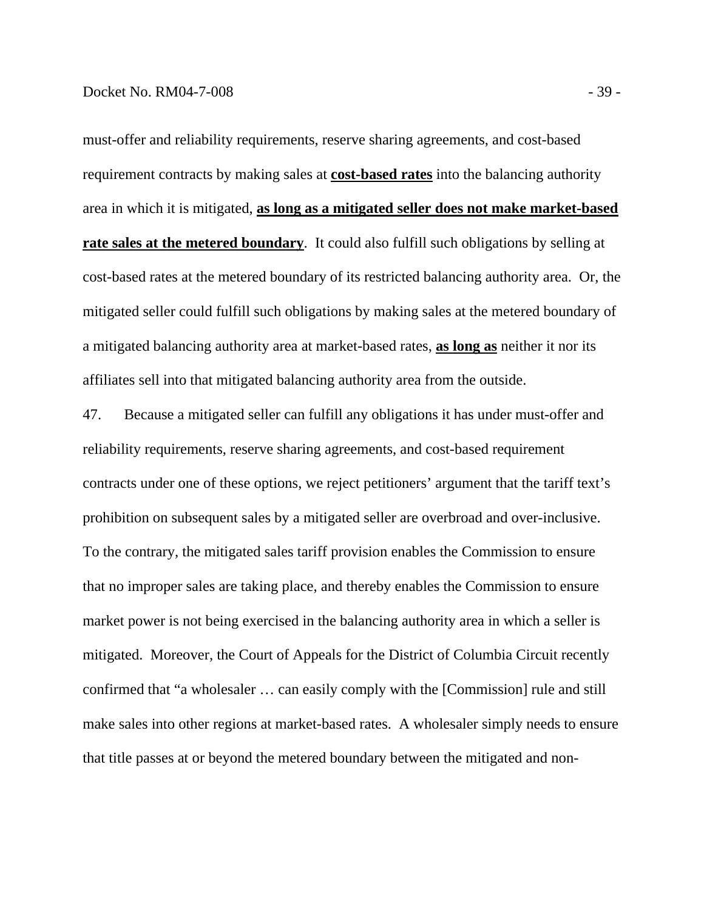must-offer and reliability requirements, reserve sharing agreements, and cost-based requirement contracts by making sales at **cost-based rates** into the balancing authority area in which it is mitigated, **as long as a mitigated seller does not make market-based rate sales at the metered boundary**. It could also fulfill such obligations by selling at cost-based rates at the metered boundary of its restricted balancing authority area. Or, the mitigated seller could fulfill such obligations by making sales at the metered boundary of a mitigated balancing authority area at market-based rates, **as long as** neither it nor its affiliates sell into that mitigated balancing authority area from the outside.

47. Because a mitigated seller can fulfill any obligations it has under must-offer and reliability requirements, reserve sharing agreements, and cost-based requirement contracts under one of these options, we reject petitioners' argument that the tariff text's prohibition on subsequent sales by a mitigated seller are overbroad and over-inclusive. To the contrary, the mitigated sales tariff provision enables the Commission to ensure that no improper sales are taking place, and thereby enables the Commission to ensure market power is not being exercised in the balancing authority area in which a seller is mitigated. Moreover, the Court of Appeals for the District of Columbia Circuit recently confirmed that "a wholesaler … can easily comply with the [Commission] rule and still make sales into other regions at market-based rates. A wholesaler simply needs to ensure that title passes at or beyond the metered boundary between the mitigated and non-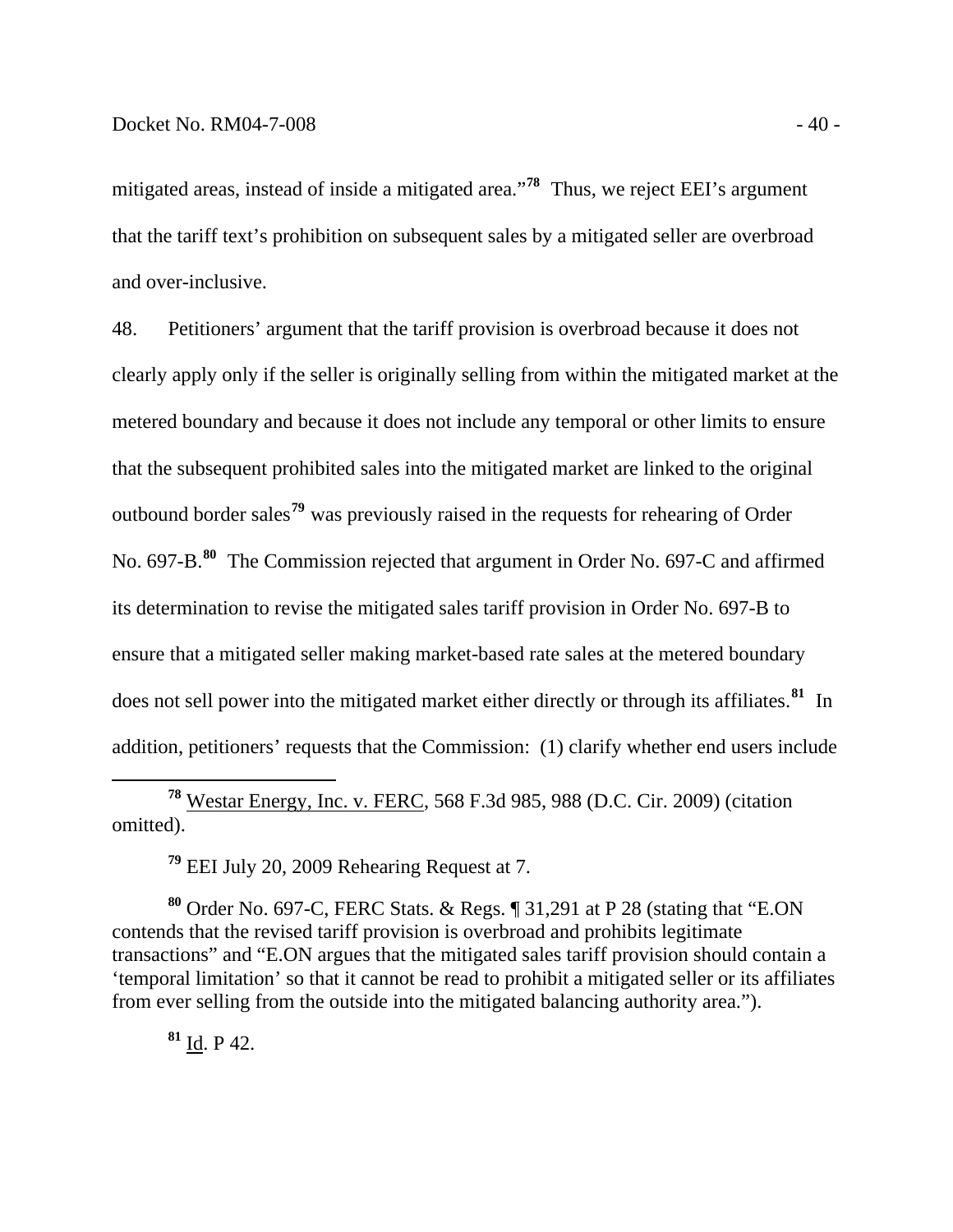mitigated areas, instead of inside a mitigated area."[78] Thus, we reject EEI's argument that the tariff text's prohibition on subsequent sales by a mitigated seller are overbroad and over-inclusive.

48. Petitioners' argument that the tariff provision is overbroad because it does not clearly apply only if the seller is originally selling from within the mitigated market at the metered boundary and because it does not include any temporal or other limits to ensure that the subsequent prohibited sales into the mitigated market are linked to the original outbound border sales[79] was previously raised in the requests for rehearing of Order No. 697-B.[80] The Commission rejected that argument in Order No. 697-C and affirmed its determination to revise the mitigated sales tariff provision in Order No. 697-B to ensure that a mitigated seller making market-based rate sales at the metered boundary does not sell power into the mitigated market either directly or through its affiliates.[81] In addition, petitioners' requests that the Commission: (1) clarify whether end users include

---

[78] Westar Energy, Inc. v. FERC, 568 F.3d 985, 988 (D.C. Cir. 2009) (citation omitted).

[79] EEI July 20, 2009 Rehearing Request at 7.

[80] Order No. 697-C, FERC Stats. & Regs. ¶ 31,291 at P 28 (stating that "E.ON contends that the revised tariff provision is overbroad and prohibits legitimate transactions" and "E.ON argues that the mitigated sales tariff provision should contain a 'temporal limitation' so that it cannot be read to prohibit a mitigated seller or its affiliates from ever selling from the outside into the mitigated balancing authority area.").

[81] Id. P 42.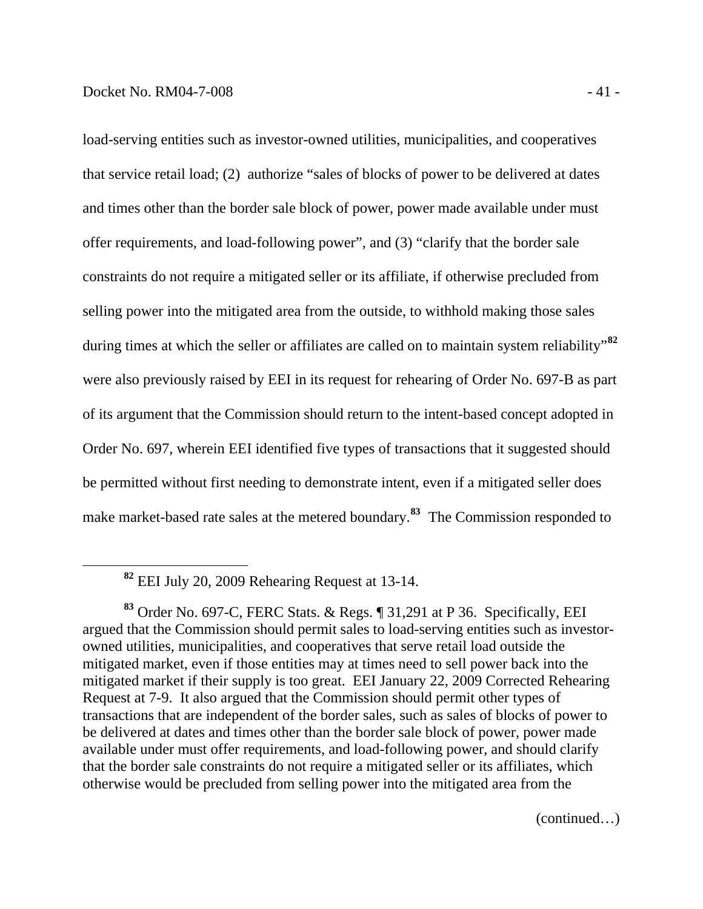load-serving entities such as investor-owned utilities, municipalities, and cooperatives that service retail load; (2) authorize "sales of blocks of power to be delivered at dates and times other than the border sale block of power, power made available under must offer requirements, and load-following power", and (3) "clarify that the border sale constraints do not require a mitigated seller or its affiliate, if otherwise precluded from selling power into the mitigated area from the outside, to withhold making those sales during times at which the seller or affiliates are called on to maintain system reliability"[82] were also previously raised by EEI in its request for rehearing of Order No. 697-B as part of its argument that the Commission should return to the intent-based concept adopted in Order No. 697, wherein EEI identified five types of transactions that it suggested should be permitted without first needing to demonstrate intent, even if a mitigated seller does make market-based rate sales at the metered boundary.[83] The Commission responded to

[82] EEI July 20, 2009 Rehearing Request at 13-14.

[83] Order No. 697-C, FERC Stats. & Regs. ¶ 31,291 at P 36. Specifically, EEI argued that the Commission should permit sales to load-serving entities such as investor-owned utilities, municipalities, and cooperatives that serve retail load outside the mitigated market, even if those entities may at times need to sell power back into the mitigated market if their supply is too great. EEI January 22, 2009 Corrected Rehearing Request at 7-9. It also argued that the Commission should permit other types of transactions that are independent of the border sales, such as sales of blocks of power to be delivered at dates and times other than the border sale block of power, power made available under must offer requirements, and load-following power, and should clarify that the border sale constraints do not require a mitigated seller or its affiliates, which otherwise would be precluded from selling power into the mitigated area from the

(continued…)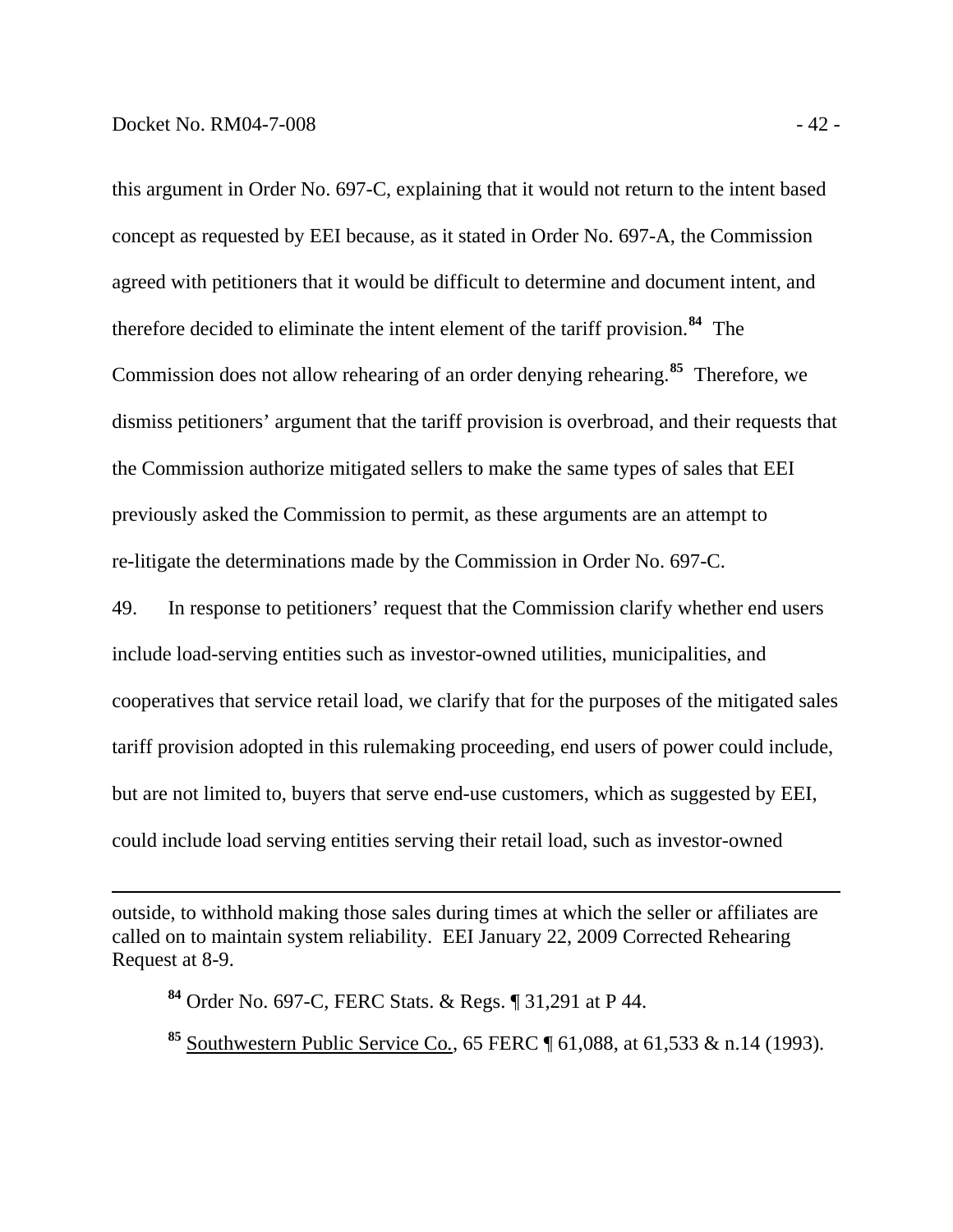this argument in Order No. 697-C, explaining that it would not return to the intent based concept as requested by EEI because, as it stated in Order No. 697-A, the Commission agreed with petitioners that it would be difficult to determine and document intent, and therefore decided to eliminate the intent element of the tariff provision.[84] The Commission does not allow rehearing of an order denying rehearing.[85] Therefore, we dismiss petitioners' argument that the tariff provision is overbroad, and their requests that the Commission authorize mitigated sellers to make the same types of sales that EEI previously asked the Commission to permit, as these arguments are an attempt to re-litigate the determinations made by the Commission in Order No. 697-C.

49. In response to petitioners' request that the Commission clarify whether end users include load-serving entities such as investor-owned utilities, municipalities, and cooperatives that service retail load, we clarify that for the purposes of the mitigated sales tariff provision adopted in this rulemaking proceeding, end users of power could include, but are not limited to, buyers that serve end-use customers, which as suggested by EEI, could include load serving entities serving their retail load, such as investor-owned

---

outside, to withhold making those sales during times at which the seller or affiliates are called on to maintain system reliability. EEI January 22, 2009 Corrected Rehearing Request at 8-9.

[84] Order No. 697-C, FERC Stats. & Regs. ¶ 31,291 at P 44.

[85] Southwestern Public Service Co., 65 FERC ¶ 61,088, at 61,533 & n.14 (1993).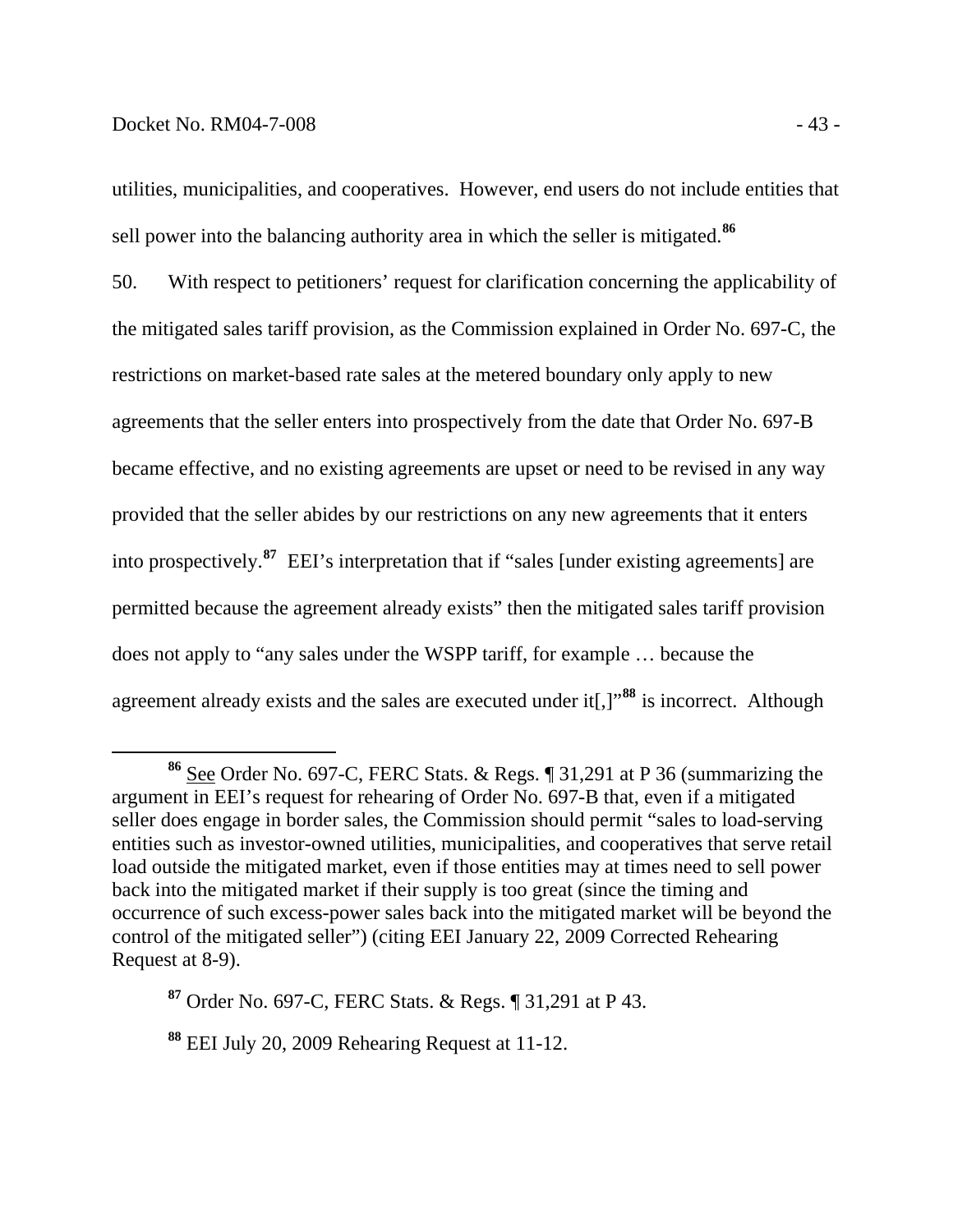utilities, municipalities, and cooperatives. However, end users do not include entities that sell power into the balancing authority area in which the seller is mitigated.[86]

50. With respect to petitioners' request for clarification concerning the applicability of the mitigated sales tariff provision, as the Commission explained in Order No. 697-C, the restrictions on market-based rate sales at the metered boundary only apply to new agreements that the seller enters into prospectively from the date that Order No. 697-B became effective, and no existing agreements are upset or need to be revised in any way provided that the seller abides by our restrictions on any new agreements that it enters into prospectively.[87] EEI's interpretation that if "sales [under existing agreements] are permitted because the agreement already exists" then the mitigated sales tariff provision does not apply to "any sales under the WSPP tariff, for example … because the agreement already exists and the sales are executed under it[,]"[88] is incorrect. Although

---

[86] See Order No. 697-C, FERC Stats. & Regs. ¶ 31,291 at P 36 (summarizing the argument in EEI's request for rehearing of Order No. 697-B that, even if a mitigated seller does engage in border sales, the Commission should permit "sales to load-serving entities such as investor-owned utilities, municipalities, and cooperatives that serve retail load outside the mitigated market, even if those entities may at times need to sell power back into the mitigated market if their supply is too great (since the timing and occurrence of such excess-power sales back into the mitigated market will be beyond the control of the mitigated seller") (citing EEI January 22, 2009 Corrected Rehearing Request at 8-9).

[87] Order No. 697-C, FERC Stats. & Regs. ¶ 31,291 at P 43.

[88] EEI July 20, 2009 Rehearing Request at 11-12.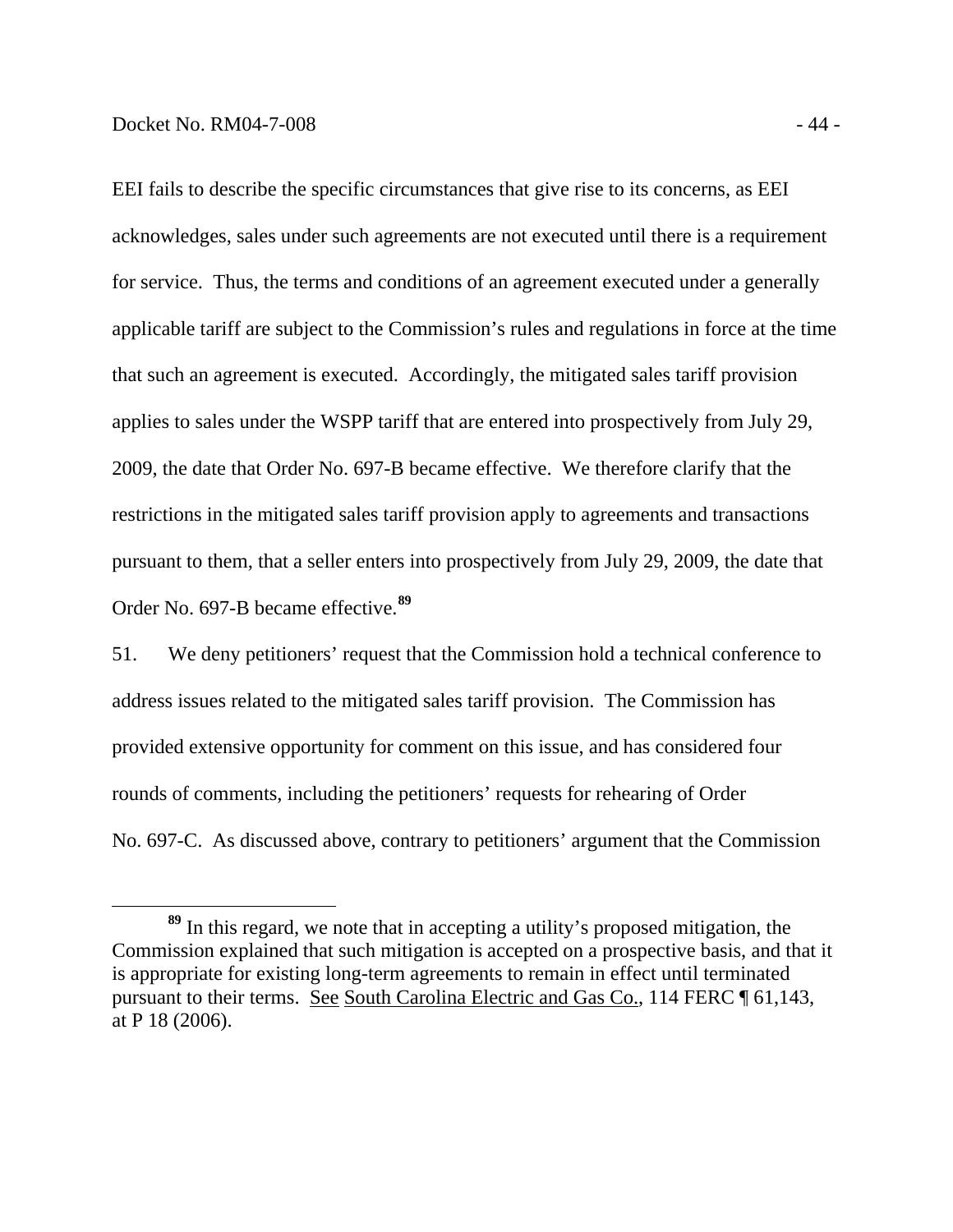EEI fails to describe the specific circumstances that give rise to its concerns, as EEI acknowledges, sales under such agreements are not executed until there is a requirement for service. Thus, the terms and conditions of an agreement executed under a generally applicable tariff are subject to the Commission's rules and regulations in force at the time that such an agreement is executed. Accordingly, the mitigated sales tariff provision applies to sales under the WSPP tariff that are entered into prospectively from July 29, 2009, the date that Order No. 697-B became effective. We therefore clarify that the restrictions in the mitigated sales tariff provision apply to agreements and transactions pursuant to them, that a seller enters into prospectively from July 29, 2009, the date that Order No. 697-B became effective.[89]

51. We deny petitioners' request that the Commission hold a technical conference to address issues related to the mitigated sales tariff provision. The Commission has provided extensive opportunity for comment on this issue, and has considered four rounds of comments, including the petitioners' requests for rehearing of Order No. 697-C. As discussed above, contrary to petitioners' argument that the Commission

[89] In this regard, we note that in accepting a utility's proposed mitigation, the Commission explained that such mitigation is accepted on a prospective basis, and that it is appropriate for existing long-term agreements to remain in effect until terminated pursuant to their terms. See South Carolina Electric and Gas Co., 114 FERC ¶ 61,143, at P 18 (2006).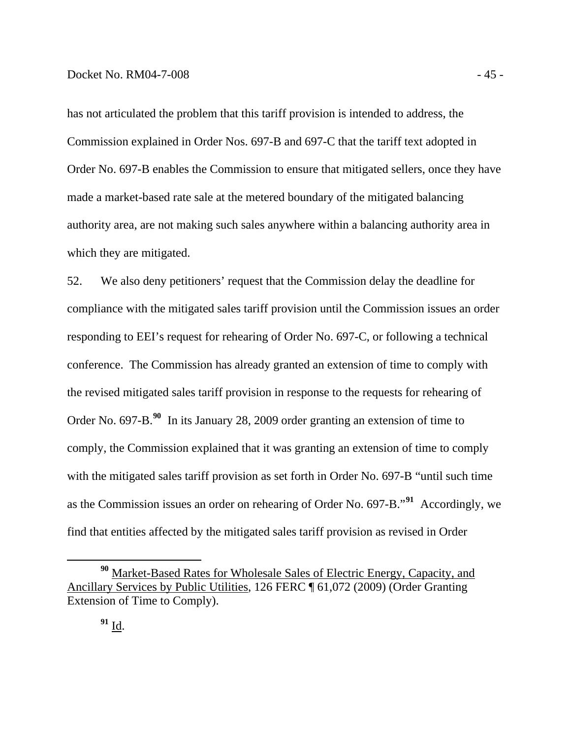has not articulated the problem that this tariff provision is intended to address, the Commission explained in Order Nos. 697-B and 697-C that the tariff text adopted in Order No. 697-B enables the Commission to ensure that mitigated sellers, once they have made a market-based rate sale at the metered boundary of the mitigated balancing authority area, are not making such sales anywhere within a balancing authority area in which they are mitigated.

52. We also deny petitioners' request that the Commission delay the deadline for compliance with the mitigated sales tariff provision until the Commission issues an order responding to EEI's request for rehearing of Order No. 697-C, or following a technical conference. The Commission has already granted an extension of time to comply with the revised mitigated sales tariff provision in response to the requests for rehearing of Order No. 697-B.[90] In its January 28, 2009 order granting an extension of time to comply, the Commission explained that it was granting an extension of time to comply with the mitigated sales tariff provision as set forth in Order No. 697-B "until such time as the Commission issues an order on rehearing of Order No. 697-B."[91] Accordingly, we find that entities affected by the mitigated sales tariff provision as revised in Order

---

[90] Market-Based Rates for Wholesale Sales of Electric Energy, Capacity, and Ancillary Services by Public Utilities, 126 FERC ¶ 61,072 (2009) (Order Granting Extension of Time to Comply).

[91] Id.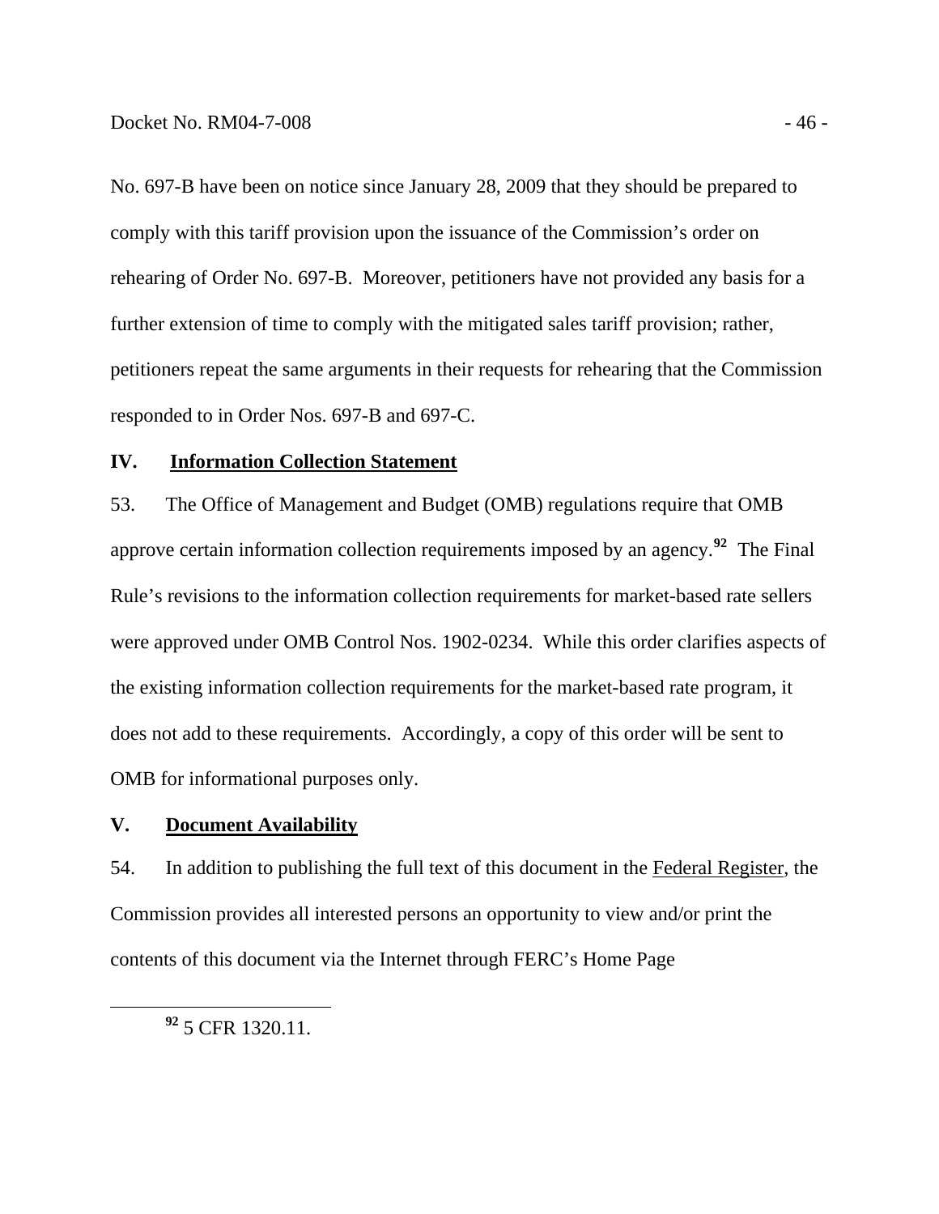No. 697-B have been on notice since January 28, 2009 that they should be prepared to comply with this tariff provision upon the issuance of the Commission's order on rehearing of Order No. 697-B. Moreover, petitioners have not provided any basis for a further extension of time to comply with the mitigated sales tariff provision; rather, petitioners repeat the same arguments in their requests for rehearing that the Commission responded to in Order Nos. 697-B and 697-C.

## IV. Information Collection Statement

53. The Office of Management and Budget (OMB) regulations require that OMB approve certain information collection requirements imposed by an agency.[92] The Final Rule's revisions to the information collection requirements for market-based rate sellers were approved under OMB Control Nos. 1902-0234. While this order clarifies aspects of the existing information collection requirements for the market-based rate program, it does not add to these requirements. Accordingly, a copy of this order will be sent to OMB for informational purposes only.

## V. Document Availability

54. In addition to publishing the full text of this document in the Federal Register, the Commission provides all interested persons an opportunity to view and/or print the contents of this document via the Internet through FERC's Home Page

---

[92] 5 CFR 1320.11.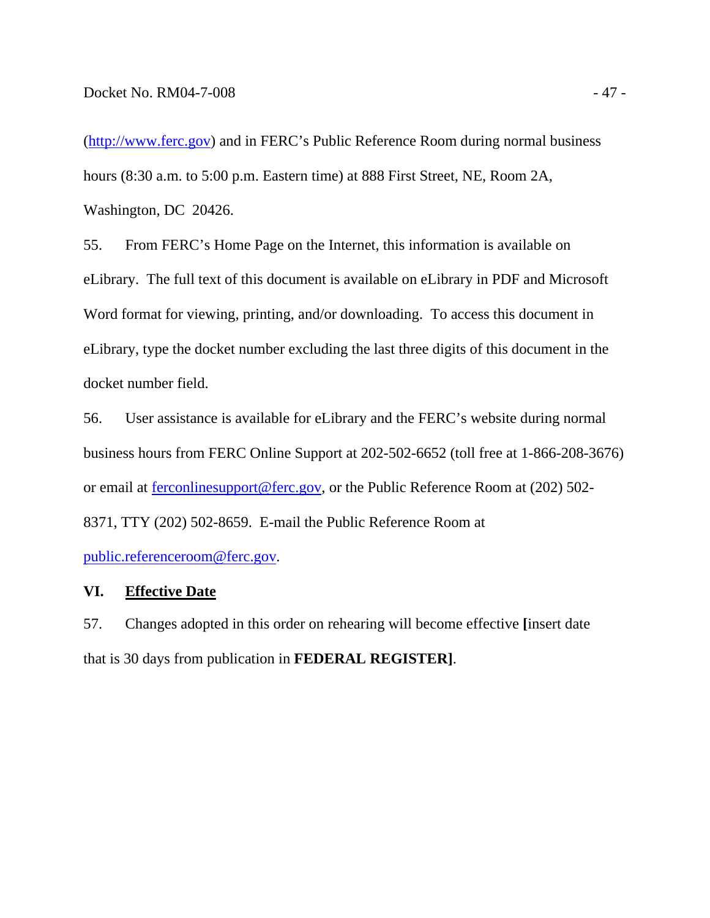(http://www.ferc.gov) and in FERC's Public Reference Room during normal business hours (8:30 a.m. to 5:00 p.m. Eastern time) at 888 First Street, NE, Room 2A, Washington, DC 20426.

55. From FERC's Home Page on the Internet, this information is available on eLibrary. The full text of this document is available on eLibrary in PDF and Microsoft Word format for viewing, printing, and/or downloading. To access this document in eLibrary, type the docket number excluding the last three digits of this document in the docket number field.

56. User assistance is available for eLibrary and the FERC's website during normal business hours from FERC Online Support at 202-502-6652 (toll free at 1-866-208-3676) or email at ferconlinesupport@ferc.gov, or the Public Reference Room at (202) 502-8371, TTY (202) 502-8659. E-mail the Public Reference Room at public.referenceroom@ferc.gov.

## VI. Effective Date

57. Changes adopted in this order on rehearing will become effective **[**insert date that is 30 days from publication in **FEDERAL REGISTER]**.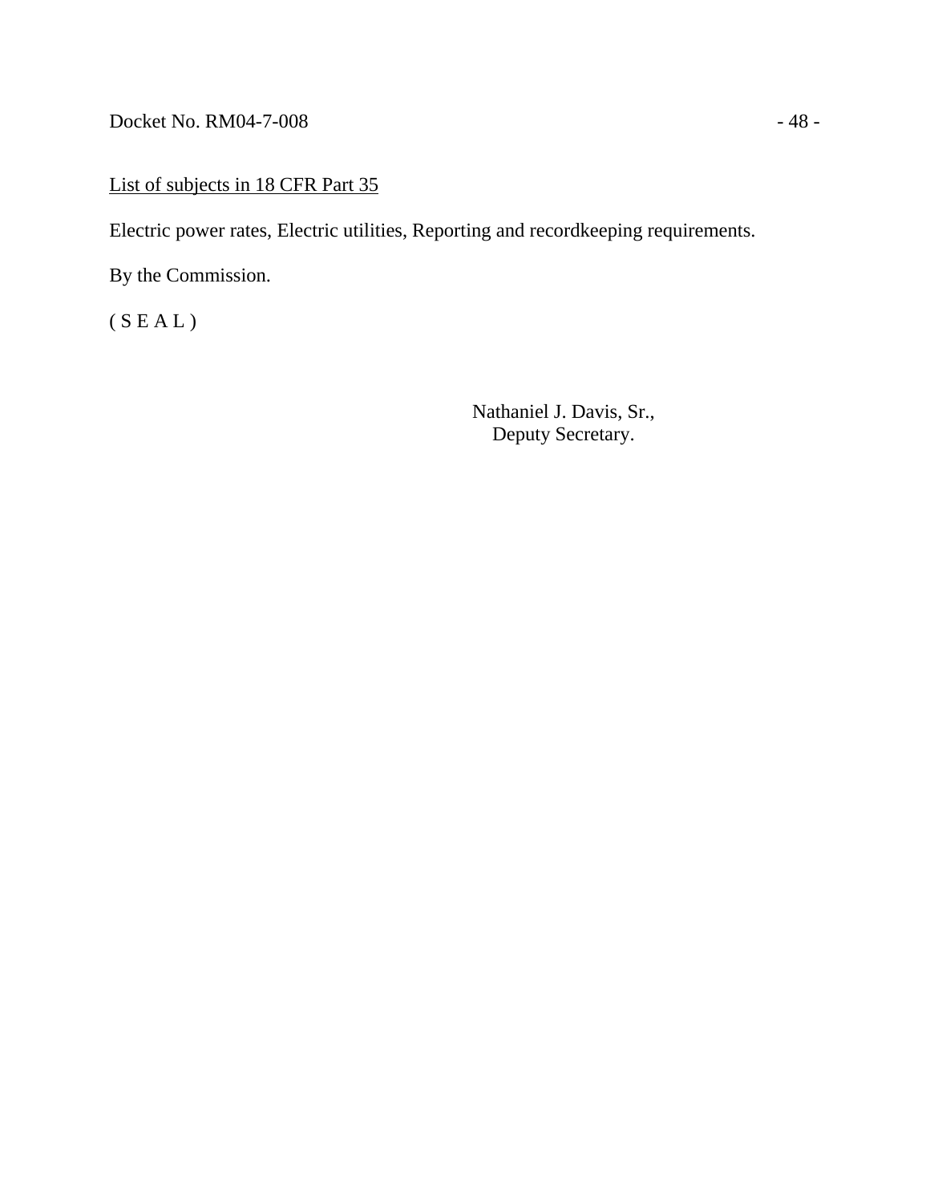<u>List of subjects in 18 CFR Part 35</u>

Electric power rates, Electric utilities, Reporting and recordkeeping requirements.

By the Commission.

( S E A L )

Nathaniel J. Davis, Sr.,
Deputy Secretary.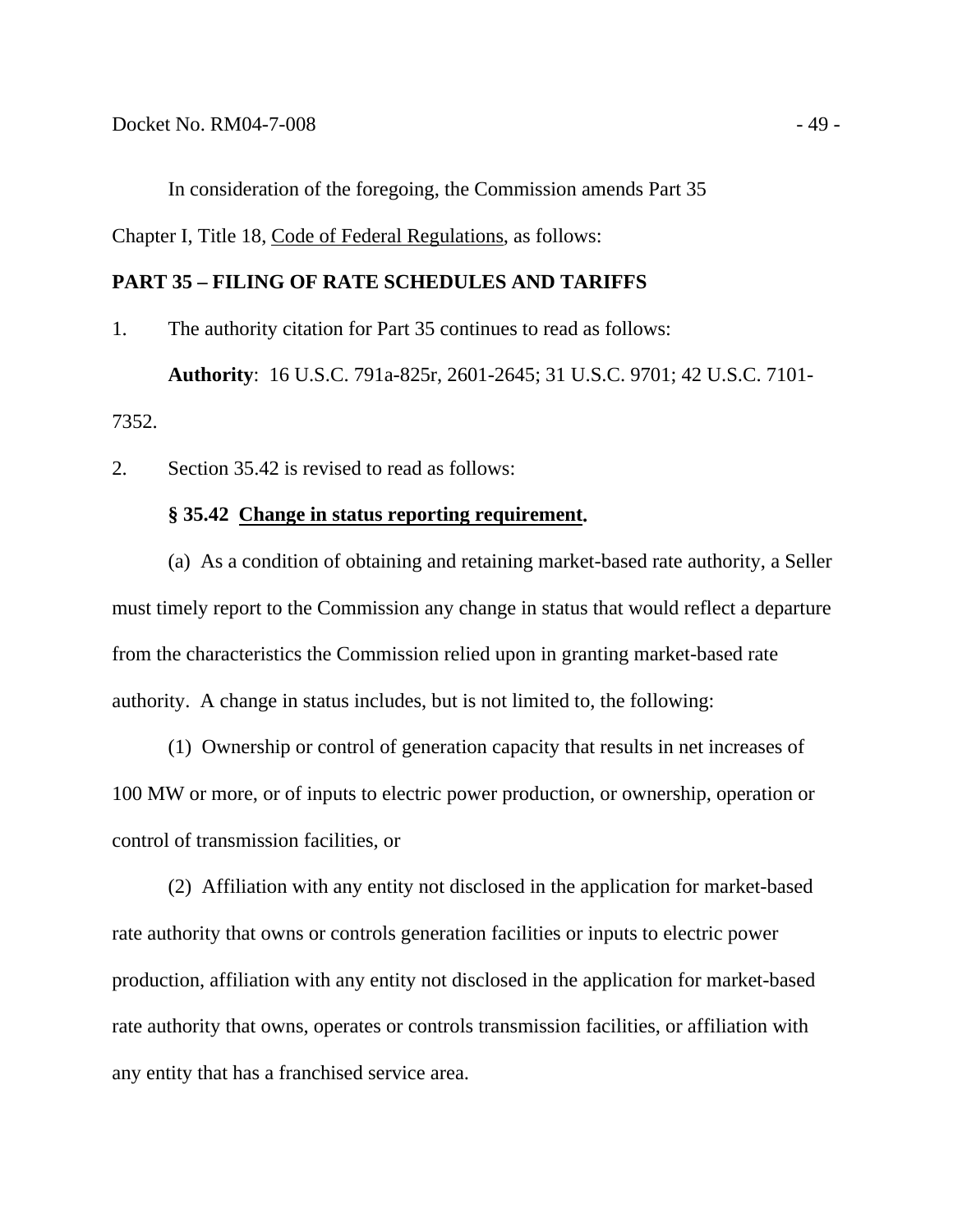In consideration of the foregoing, the Commission amends Part 35 Chapter I, Title 18, Code of Federal Regulations, as follows:

**PART 35 – FILING OF RATE SCHEDULES AND TARIFFS**

1. The authority citation for Part 35 continues to read as follows:

**Authority**: 16 U.S.C. 791a-825r, 2601-2645; 31 U.S.C. 9701; 42 U.S.C. 7101-7352.

2. Section 35.42 is revised to read as follows:

**§ 35.42 Change in status reporting requirement.**

(a) As a condition of obtaining and retaining market-based rate authority, a Seller must timely report to the Commission any change in status that would reflect a departure from the characteristics the Commission relied upon in granting market-based rate authority. A change in status includes, but is not limited to, the following:

(1) Ownership or control of generation capacity that results in net increases of 100 MW or more, or of inputs to electric power production, or ownership, operation or control of transmission facilities, or

(2) Affiliation with any entity not disclosed in the application for market-based rate authority that owns or controls generation facilities or inputs to electric power production, affiliation with any entity not disclosed in the application for market-based rate authority that owns, operates or controls transmission facilities, or affiliation with any entity that has a franchised service area.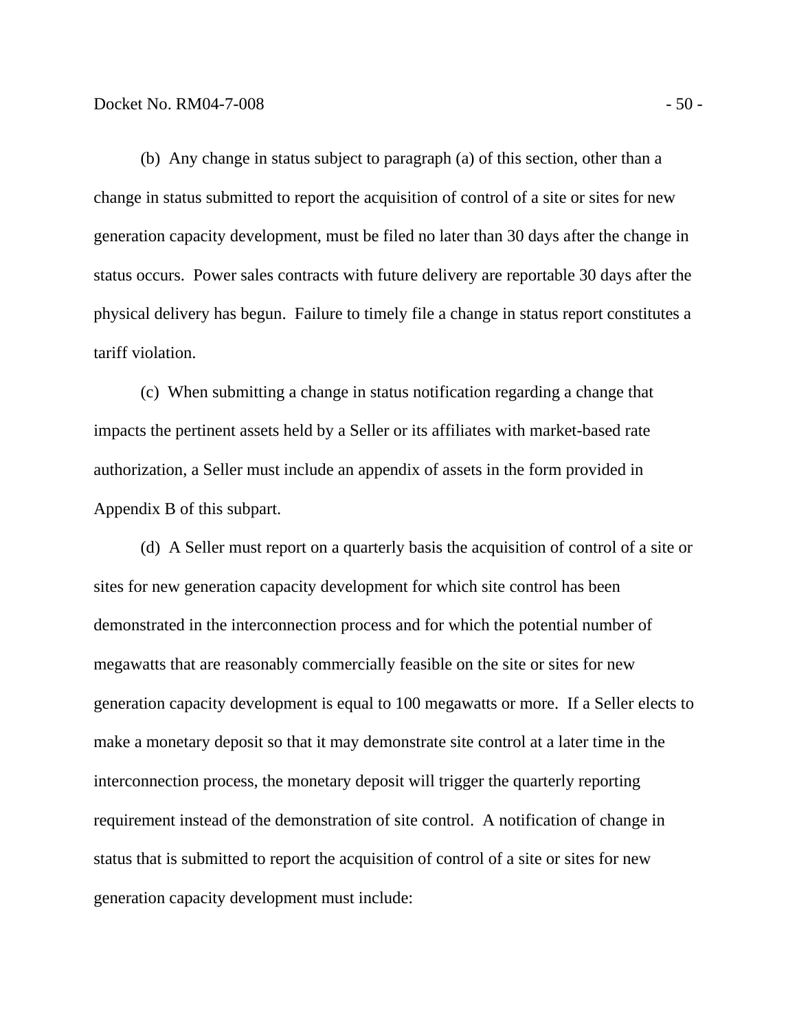(b) Any change in status subject to paragraph (a) of this section, other than a change in status submitted to report the acquisition of control of a site or sites for new generation capacity development, must be filed no later than 30 days after the change in status occurs. Power sales contracts with future delivery are reportable 30 days after the physical delivery has begun. Failure to timely file a change in status report constitutes a tariff violation.

(c) When submitting a change in status notification regarding a change that impacts the pertinent assets held by a Seller or its affiliates with market-based rate authorization, a Seller must include an appendix of assets in the form provided in Appendix B of this subpart.

(d) A Seller must report on a quarterly basis the acquisition of control of a site or sites for new generation capacity development for which site control has been demonstrated in the interconnection process and for which the potential number of megawatts that are reasonably commercially feasible on the site or sites for new generation capacity development is equal to 100 megawatts or more. If a Seller elects to make a monetary deposit so that it may demonstrate site control at a later time in the interconnection process, the monetary deposit will trigger the quarterly reporting requirement instead of the demonstration of site control. A notification of change in status that is submitted to report the acquisition of control of a site or sites for new generation capacity development must include: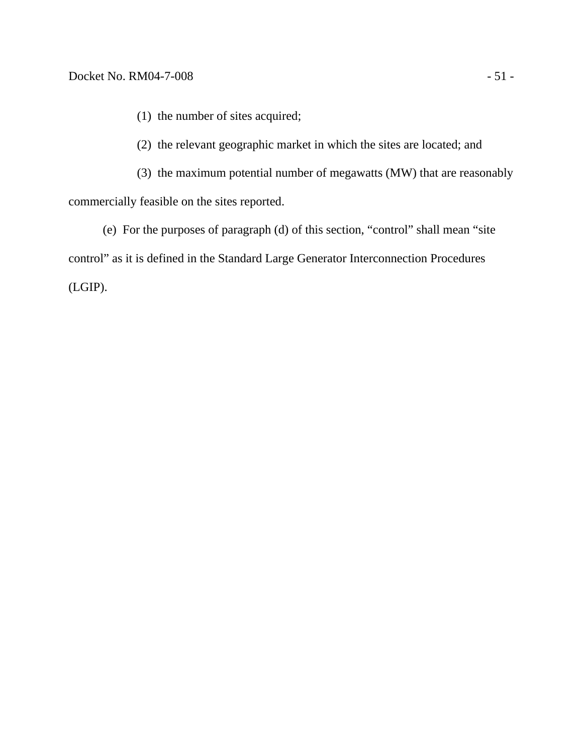(1) the number of sites acquired;

(2) the relevant geographic market in which the sites are located; and

(3) the maximum potential number of megawatts (MW) that are reasonably commercially feasible on the sites reported.

(e) For the purposes of paragraph (d) of this section, “control” shall mean “site control” as it is defined in the Standard Large Generator Interconnection Procedures (LGIP).